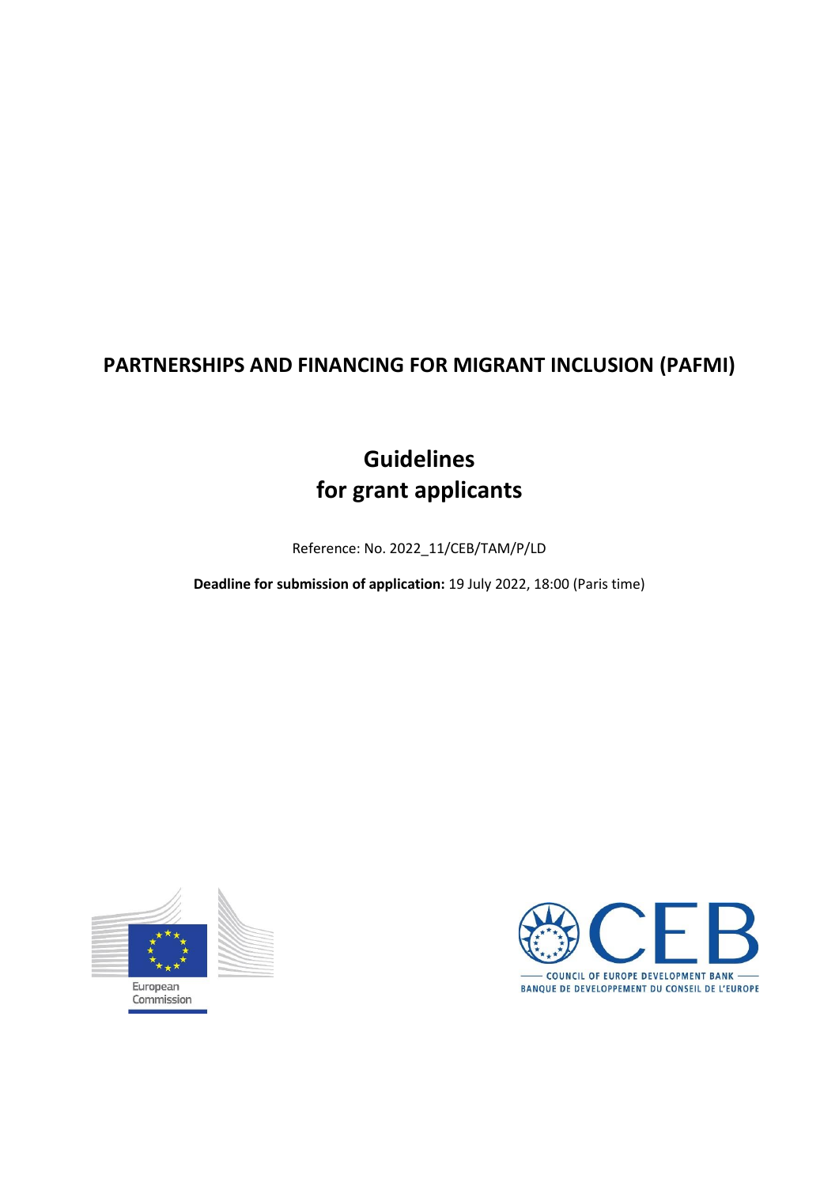# PARTNERSHIPS AND FINANCING FOR MIGRANT INCLUSION (PAFMI)

## Guidelines for grant applicants

Reference: No. 2022_11/CEB/TAM/P/LD

**Deadline for submission of application:** 19 July 2022, 18:00 (Paris time)

European Commission

COUNCIL OF EUROPE DEVELOPMENT BANK
BANQUE DE DEVELOPPEMENT DU CONSEIL DE L'EUROPE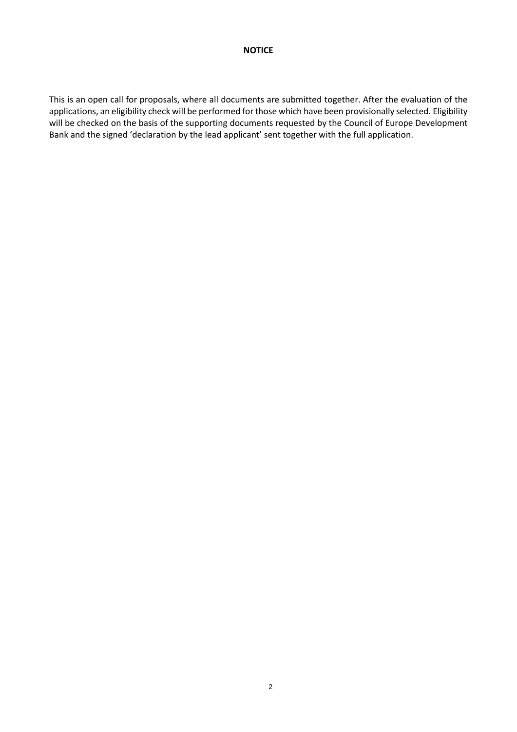**NOTICE**

This is an open call for proposals, where all documents are submitted together. After the evaluation of the applications, an eligibility check will be performed for those which have been provisionally selected. Eligibility will be checked on the basis of the supporting documents requested by the Council of Europe Development Bank and the signed 'declaration by the lead applicant' sent together with the full application.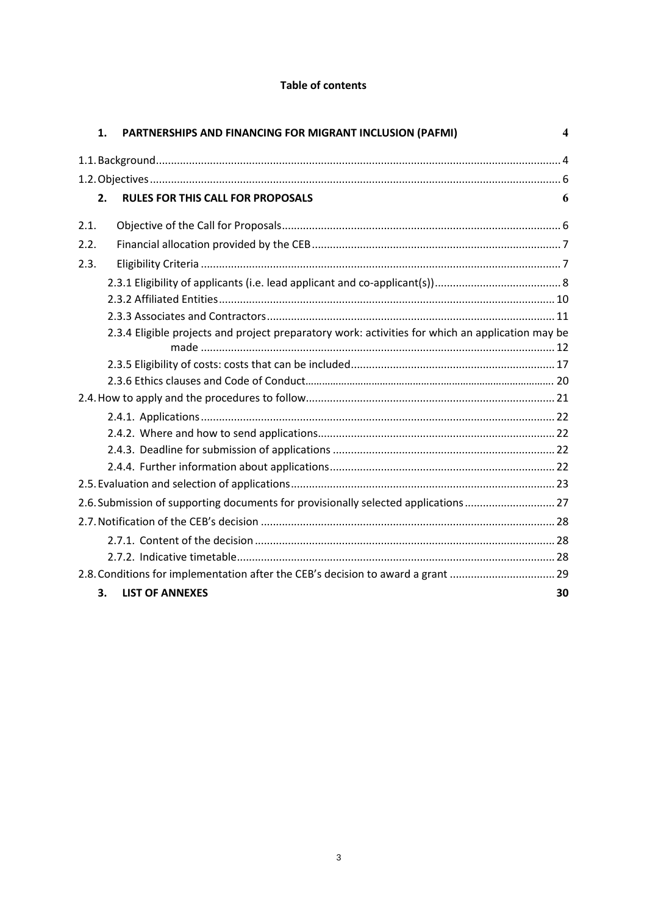**Table of contents**

1. PARTNERSHIPS AND FINANCING FOR MIGRANT INCLUSION (PAFMI) 4

1.1. Background 4

1.2. Objectives 6

2. RULES FOR THIS CALL FOR PROPOSALS 6

2.1. Objective of the Call for Proposals 6

2.2. Financial allocation provided by the CEB 7

2.3. Eligibility Criteria 7

- 2.3.1 Eligibility of applicants (i.e. lead applicant and co-applicant(s)) 8
- 2.3.2 Affiliated Entities 10
- 2.3.3 Associates and Contractors 11
- 2.3.4 Eligible projects and project preparatory work: activities for which an application may be made 12
- 2.3.5 Eligibility of costs: costs that can be included 17
- 2.3.6 Ethics clauses and Code of Conduct 20

2.4. How to apply and the procedures to follow 21

- 2.4.1. Applications 22
- 2.4.2. Where and how to send applications 22
- 2.4.3. Deadline for submission of applications 22
- 2.4.4. Further information about applications 22

2.5. Evaluation and selection of applications 23

2.6. Submission of supporting documents for provisionally selected applications 27

2.7. Notification of the CEB's decision 28

- 2.7.1. Content of the decision 28
- 2.7.2. Indicative timetable 28

2.8. Conditions for implementation after the CEB's decision to award a grant 29

3. LIST OF ANNEXES 30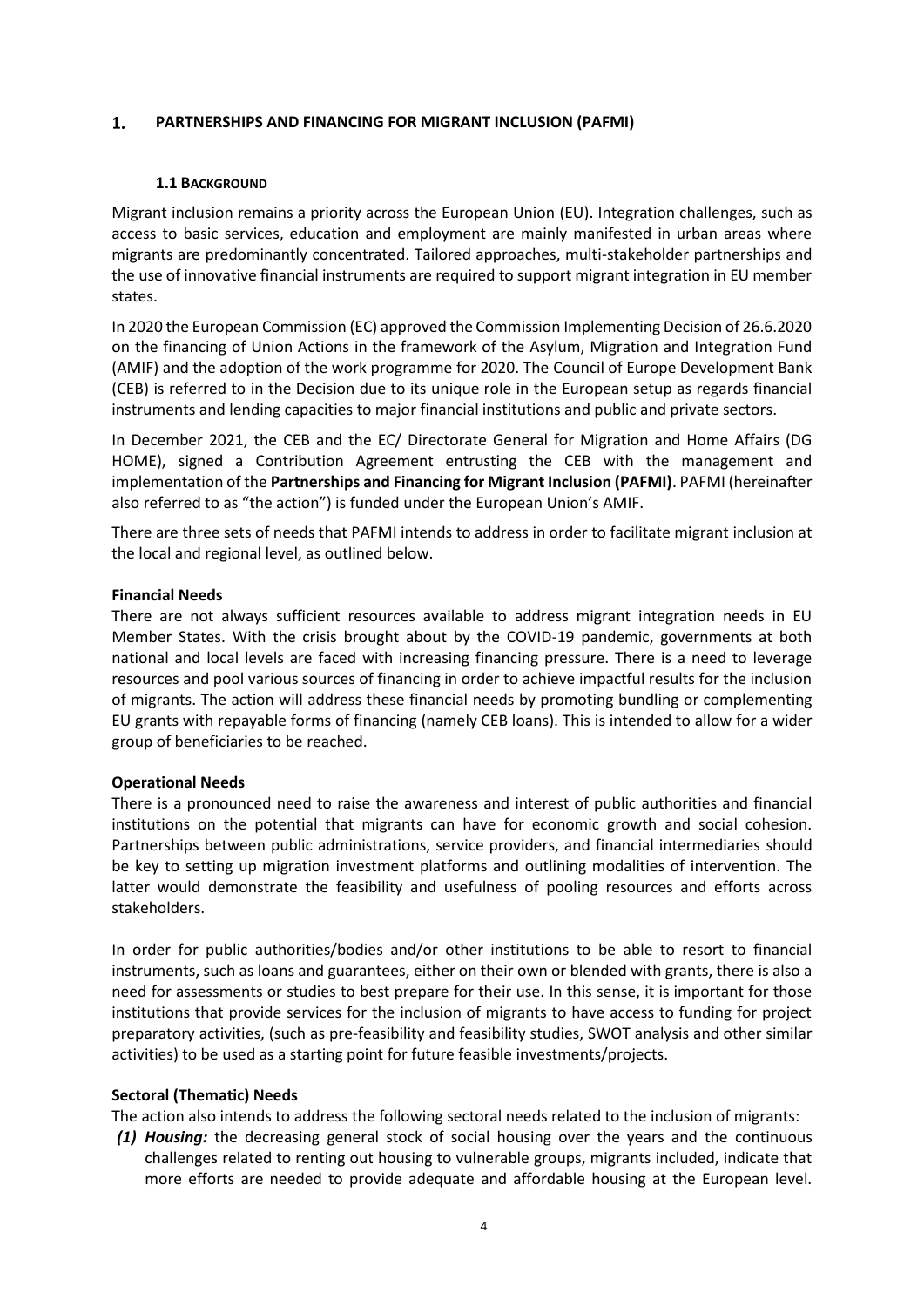# 1. PARTNERSHIPS AND FINANCING FOR MIGRANT INCLUSION (PAFMI)

## 1.1 BACKGROUND

Migrant inclusion remains a priority across the European Union (EU). Integration challenges, such as access to basic services, education and employment are mainly manifested in urban areas where migrants are predominantly concentrated. Tailored approaches, multi-stakeholder partnerships and the use of innovative financial instruments are required to support migrant integration in EU member states.

In 2020 the European Commission (EC) approved the Commission Implementing Decision of 26.6.2020 on the financing of Union Actions in the framework of the Asylum, Migration and Integration Fund (AMIF) and the adoption of the work programme for 2020. The Council of Europe Development Bank (CEB) is referred to in the Decision due to its unique role in the European setup as regards financial instruments and lending capacities to major financial institutions and public and private sectors.

In December 2021, the CEB and the EC/ Directorate General for Migration and Home Affairs (DG HOME), signed a Contribution Agreement entrusting the CEB with the management and implementation of the **Partnerships and Financing for Migrant Inclusion (PAFMI)**. PAFMI (hereinafter also referred to as "the action") is funded under the European Union's AMIF.

There are three sets of needs that PAFMI intends to address in order to facilitate migrant inclusion at the local and regional level, as outlined below.

**Financial Needs**

There are not always sufficient resources available to address migrant integration needs in EU Member States. With the crisis brought about by the COVID-19 pandemic, governments at both national and local levels are faced with increasing financing pressure. There is a need to leverage resources and pool various sources of financing in order to achieve impactful results for the inclusion of migrants. The action will address these financial needs by promoting bundling or complementing EU grants with repayable forms of financing (namely CEB loans). This is intended to allow for a wider group of beneficiaries to be reached.

**Operational Needs**

There is a pronounced need to raise the awareness and interest of public authorities and financial institutions on the potential that migrants can have for economic growth and social cohesion. Partnerships between public administrations, service providers, and financial intermediaries should be key to setting up migration investment platforms and outlining modalities of intervention. The latter would demonstrate the feasibility and usefulness of pooling resources and efforts across stakeholders.

In order for public authorities/bodies and/or other institutions to be able to resort to financial instruments, such as loans and guarantees, either on their own or blended with grants, there is also a need for assessments or studies to best prepare for their use. In this sense, it is important for those institutions that provide services for the inclusion of migrants to have access to funding for project preparatory activities, (such as pre-feasibility and feasibility studies, SWOT analysis and other similar activities) to be used as a starting point for future feasible investments/projects.

**Sectoral (Thematic) Needs**

The action also intends to address the following sectoral needs related to the inclusion of migrants:

*(1)* ***Housing:*** the decreasing general stock of social housing over the years and the continuous challenges related to renting out housing to vulnerable groups, migrants included, indicate that more efforts are needed to provide adequate and affordable housing at the European level.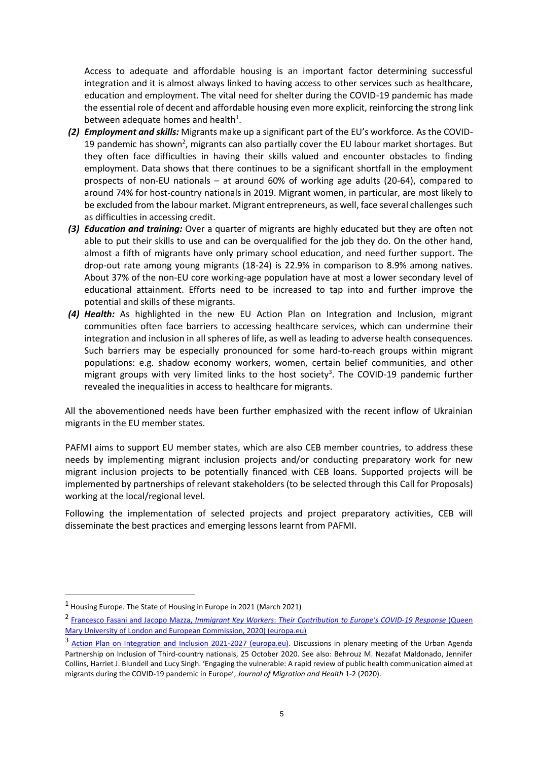Access to adequate and affordable housing is an important factor determining successful integration and it is almost always linked to having access to other services such as healthcare, education and employment. The vital need for shelter during the COVID-19 pandemic has made the essential role of decent and affordable housing even more explicit, reinforcing the strong link between adequate homes and health[1].

*(2)* ***Employment and skills:*** Migrants make up a significant part of the EU's workforce. As the COVID-19 pandemic has shown[2], migrants can also partially cover the EU labour market shortages. But they often face difficulties in having their skills valued and encounter obstacles to finding employment. Data shows that there continues to be a significant shortfall in the employment prospects of non-EU nationals – at around 60% of working age adults (20-64), compared to around 74% for host-country nationals in 2019. Migrant women, in particular, are most likely to be excluded from the labour market. Migrant entrepreneurs, as well, face several challenges such as difficulties in accessing credit.

*(3)* ***Education and training:*** Over a quarter of migrants are highly educated but they are often not able to put their skills to use and can be overqualified for the job they do. On the other hand, almost a fifth of migrants have only primary school education, and need further support. The drop-out rate among young migrants (18-24) is 22.9% in comparison to 8.9% among natives. About 37% of the non-EU core working-age population have at most a lower secondary level of educational attainment. Efforts need to be increased to tap into and further improve the potential and skills of these migrants.

*(4)* ***Health:*** As highlighted in the new EU Action Plan on Integration and Inclusion, migrant communities often face barriers to accessing healthcare services, which can undermine their integration and inclusion in all spheres of life, as well as leading to adverse health consequences. Such barriers may be especially pronounced for some hard-to-reach groups within migrant populations: e.g. shadow economy workers, women, certain belief communities, and other migrant groups with very limited links to the host society[3]. The COVID-19 pandemic further revealed the inequalities in access to healthcare for migrants.

All the abovementioned needs have been further emphasized with the recent inflow of Ukrainian migrants in the EU member states.

PAFMI aims to support EU member states, which are also CEB member countries, to address these needs by implementing migrant inclusion projects and/or conducting preparatory work for new migrant inclusion projects to be potentially financed with CEB loans. Supported projects will be implemented by partnerships of relevant stakeholders (to be selected through this Call for Proposals) working at the local/regional level.

Following the implementation of selected projects and project preparatory activities, CEB will disseminate the best practices and emerging lessons learnt from PAFMI.

---

[1] Housing Europe. The State of Housing in Europe in 2021 (March 2021)

[2] Francesco Fasani and Jacopo Mazza, *Immigrant Key Workers: Their Contribution to Europe's COVID-19 Response* (Queen Mary University of London and European Commission, 2020) (europa.eu)

[3] Action Plan on Integration and Inclusion 2021-2027 (europa.eu). Discussions in plenary meeting of the Urban Agenda Partnership on Inclusion of Third-country nationals, 25 October 2020. See also: Behrouz M. Nezafat Maldonado, Jennifer Collins, Harriet J. Blundell and Lucy Singh. 'Engaging the vulnerable: A rapid review of public health communication aimed at migrants during the COVID-19 pandemic in Europe', *Journal of Migration and Health* 1-2 (2020).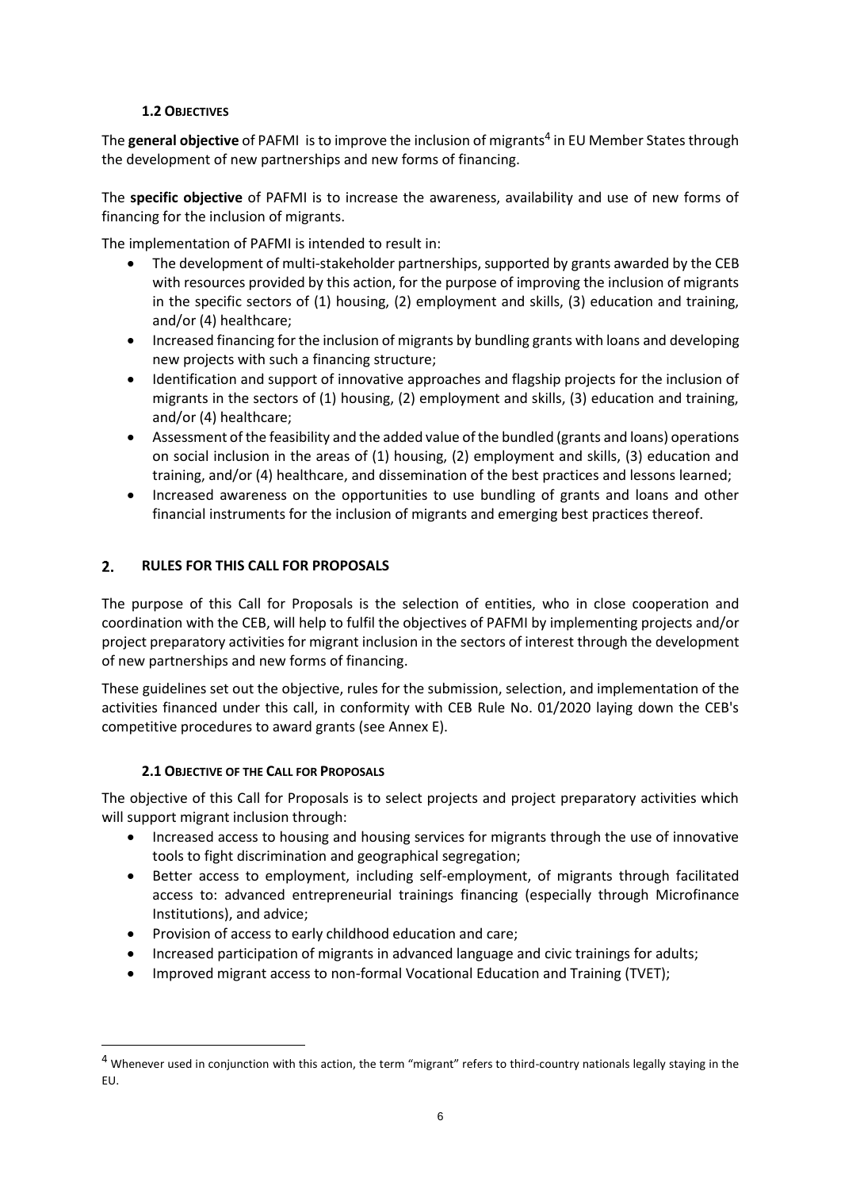### 1.2 OBJECTIVES

The **general objective** of PAFMI is to improve the inclusion of migrants[4] in EU Member States through the development of new partnerships and new forms of financing.

The **specific objective** of PAFMI is to increase the awareness, availability and use of new forms of financing for the inclusion of migrants.

The implementation of PAFMI is intended to result in:

- The development of multi-stakeholder partnerships, supported by grants awarded by the CEB with resources provided by this action, for the purpose of improving the inclusion of migrants in the specific sectors of (1) housing, (2) employment and skills, (3) education and training, and/or (4) healthcare;
- Increased financing for the inclusion of migrants by bundling grants with loans and developing new projects with such a financing structure;
- Identification and support of innovative approaches and flagship projects for the inclusion of migrants in the sectors of (1) housing, (2) employment and skills, (3) education and training, and/or (4) healthcare;
- Assessment of the feasibility and the added value of the bundled (grants and loans) operations on social inclusion in the areas of (1) housing, (2) employment and skills, (3) education and training, and/or (4) healthcare, and dissemination of the best practices and lessons learned;
- Increased awareness on the opportunities to use bundling of grants and loans and other financial instruments for the inclusion of migrants and emerging best practices thereof.

## 2. RULES FOR THIS CALL FOR PROPOSALS

The purpose of this Call for Proposals is the selection of entities, who in close cooperation and coordination with the CEB, will help to fulfil the objectives of PAFMI by implementing projects and/or project preparatory activities for migrant inclusion in the sectors of interest through the development of new partnerships and new forms of financing.

These guidelines set out the objective, rules for the submission, selection, and implementation of the activities financed under this call, in conformity with CEB Rule No. 01/2020 laying down the CEB's competitive procedures to award grants (see Annex E).

### 2.1 OBJECTIVE OF THE CALL FOR PROPOSALS

The objective of this Call for Proposals is to select projects and project preparatory activities which will support migrant inclusion through:

- Increased access to housing and housing services for migrants through the use of innovative tools to fight discrimination and geographical segregation;
- Better access to employment, including self-employment, of migrants through facilitated access to: advanced entrepreneurial trainings financing (especially through Microfinance Institutions), and advice;
- Provision of access to early childhood education and care;
- Increased participation of migrants in advanced language and civic trainings for adults;
- Improved migrant access to non-formal Vocational Education and Training (TVET);

[4] Whenever used in conjunction with this action, the term "migrant" refers to third-country nationals legally staying in the EU.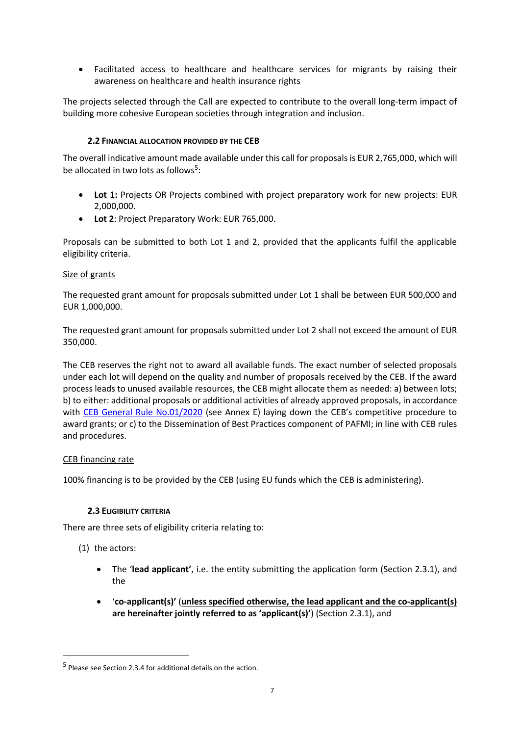- Facilitated access to healthcare and healthcare services for migrants by raising their awareness on healthcare and health insurance rights

The projects selected through the Call are expected to contribute to the overall long-term impact of building more cohesive European societies through integration and inclusion.

### 2.2 Financial allocation provided by the CEB

The overall indicative amount made available under this call for proposals is EUR 2,765,000, which will be allocated in two lots as follows[5]:

- **Lot 1:** Projects OR Projects combined with project preparatory work for new projects: EUR 2,000,000.
- **Lot 2**: Project Preparatory Work: EUR 765,000.

Proposals can be submitted to both Lot 1 and 2, provided that the applicants fulfil the applicable eligibility criteria.

Size of grants

The requested grant amount for proposals submitted under Lot 1 shall be between EUR 500,000 and EUR 1,000,000.

The requested grant amount for proposals submitted under Lot 2 shall not exceed the amount of EUR 350,000.

The CEB reserves the right not to award all available funds. The exact number of selected proposals under each lot will depend on the quality and number of proposals received by the CEB. If the award process leads to unused available resources, the CEB might allocate them as needed: a) between lots; b) to either: additional proposals or additional activities of already approved proposals, in accordance with CEB General Rule No.01/2020 (see Annex E) laying down the CEB's competitive procedure to award grants; or c) to the Dissemination of Best Practices component of PAFMI; in line with CEB rules and procedures.

CEB financing rate

100% financing is to be provided by the CEB (using EU funds which the CEB is administering).

### 2.3 Eligibility criteria

There are three sets of eligibility criteria relating to:

(1) the actors:

- The '**lead applicant**', i.e. the entity submitting the application form (Section 2.3.1), and the
- '**co-applicant(s)**' (**unless specified otherwise, the lead applicant and the co-applicant(s) are hereinafter jointly referred to as 'applicant(s)'**) (Section 2.3.1), and

[5] Please see Section 2.3.4 for additional details on the action.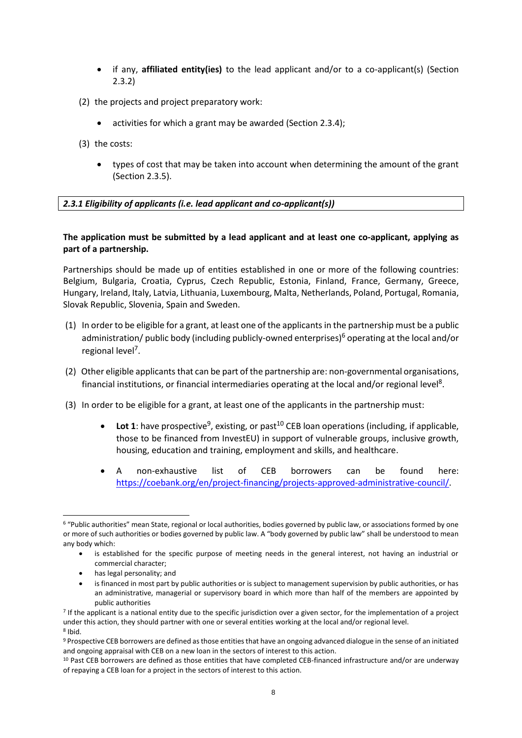- if any, **affiliated entity(ies)** to the lead applicant and/or to a co-applicant(s) (Section 2.3.2)

(2) the projects and project preparatory work:

- activities for which a grant may be awarded (Section 2.3.4);

(3) the costs:

- types of cost that may be taken into account when determining the amount of the grant (Section 2.3.5).

### *2.3.1 Eligibility of applicants (i.e. lead applicant and co-applicant(s))*

**The application must be submitted by a lead applicant and at least one co-applicant, applying as part of a partnership.**

Partnerships should be made up of entities established in one or more of the following countries: Belgium, Bulgaria, Croatia, Cyprus, Czech Republic, Estonia, Finland, France, Germany, Greece, Hungary, Ireland, Italy, Latvia, Lithuania, Luxembourg, Malta, Netherlands, Poland, Portugal, Romania, Slovak Republic, Slovenia, Spain and Sweden.

(1) In order to be eligible for a grant, at least one of the applicants in the partnership must be a public administration/ public body (including publicly-owned enterprises)[6] operating at the local and/or regional level[7].

(2) Other eligible applicants that can be part of the partnership are: non-governmental organisations, financial institutions, or financial intermediaries operating at the local and/or regional level[8].

(3) In order to be eligible for a grant, at least one of the applicants in the partnership must:

- **Lot 1**: have prospective[9], existing, or past[10] CEB loan operations (including, if applicable, those to be financed from InvestEU) in support of vulnerable groups, inclusive growth, housing, education and training, employment and skills, and healthcare.
- A non-exhaustive list of CEB borrowers can be found here: https://coebank.org/en/project-financing/projects-approved-administrative-council/.

---

[6] "Public authorities" mean State, regional or local authorities, bodies governed by public law, or associations formed by one or more of such authorities or bodies governed by public law. A "body governed by public law" shall be understood to mean any body which:

- is established for the specific purpose of meeting needs in the general interest, not having an industrial or commercial character;
- has legal personality; and
- is financed in most part by public authorities or is subject to management supervision by public authorities, or has an administrative, managerial or supervisory board in which more than half of the members are appointed by public authorities

[7] If the applicant is a national entity due to the specific jurisdiction over a given sector, for the implementation of a project under this action, they should partner with one or several entities working at the local and/or regional level.

[8] Ibid.

[9] Prospective CEB borrowers are defined as those entities that have an ongoing advanced dialogue in the sense of an initiated and ongoing appraisal with CEB on a new loan in the sectors of interest to this action.

[10] Past CEB borrowers are defined as those entities that have completed CEB-financed infrastructure and/or are underway of repaying a CEB loan for a project in the sectors of interest to this action.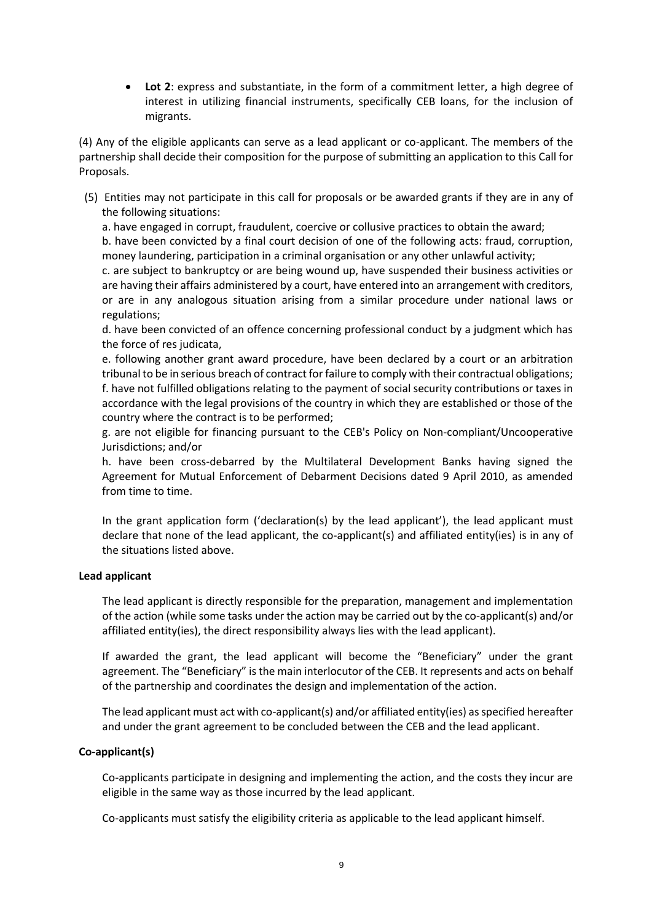- **Lot 2**: express and substantiate, in the form of a commitment letter, a high degree of interest in utilizing financial instruments, specifically CEB loans, for the inclusion of migrants.

(4) Any of the eligible applicants can serve as a lead applicant or co-applicant. The members of the partnership shall decide their composition for the purpose of submitting an application to this Call for Proposals.

(5) Entities may not participate in this call for proposals or be awarded grants if they are in any of the following situations:

a. have engaged in corrupt, fraudulent, coercive or collusive practices to obtain the award;
b. have been convicted by a final court decision of one of the following acts: fraud, corruption, money laundering, participation in a criminal organisation or any other unlawful activity;
c. are subject to bankruptcy or are being wound up, have suspended their business activities or are having their affairs administered by a court, have entered into an arrangement with creditors, or are in any analogous situation arising from a similar procedure under national laws or regulations;
d. have been convicted of an offence concerning professional conduct by a judgment which has the force of res judicata,
e. following another grant award procedure, have been declared by a court or an arbitration tribunal to be in serious breach of contract for failure to comply with their contractual obligations;
f. have not fulfilled obligations relating to the payment of social security contributions or taxes in accordance with the legal provisions of the country in which they are established or those of the country where the contract is to be performed;
g. are not eligible for financing pursuant to the CEB's Policy on Non-compliant/Uncooperative Jurisdictions; and/or
h. have been cross-debarred by the Multilateral Development Banks having signed the Agreement for Mutual Enforcement of Debarment Decisions dated 9 April 2010, as amended from time to time.

In the grant application form ('declaration(s) by the lead applicant'), the lead applicant must declare that none of the lead applicant, the co-applicant(s) and affiliated entity(ies) is in any of the situations listed above.

**Lead applicant**

The lead applicant is directly responsible for the preparation, management and implementation of the action (while some tasks under the action may be carried out by the co-applicant(s) and/or affiliated entity(ies), the direct responsibility always lies with the lead applicant).

If awarded the grant, the lead applicant will become the "Beneficiary" under the grant agreement. The "Beneficiary" is the main interlocutor of the CEB. It represents and acts on behalf of the partnership and coordinates the design and implementation of the action.

The lead applicant must act with co-applicant(s) and/or affiliated entity(ies) as specified hereafter and under the grant agreement to be concluded between the CEB and the lead applicant.

**Co-applicant(s)**

Co-applicants participate in designing and implementing the action, and the costs they incur are eligible in the same way as those incurred by the lead applicant.

Co-applicants must satisfy the eligibility criteria as applicable to the lead applicant himself.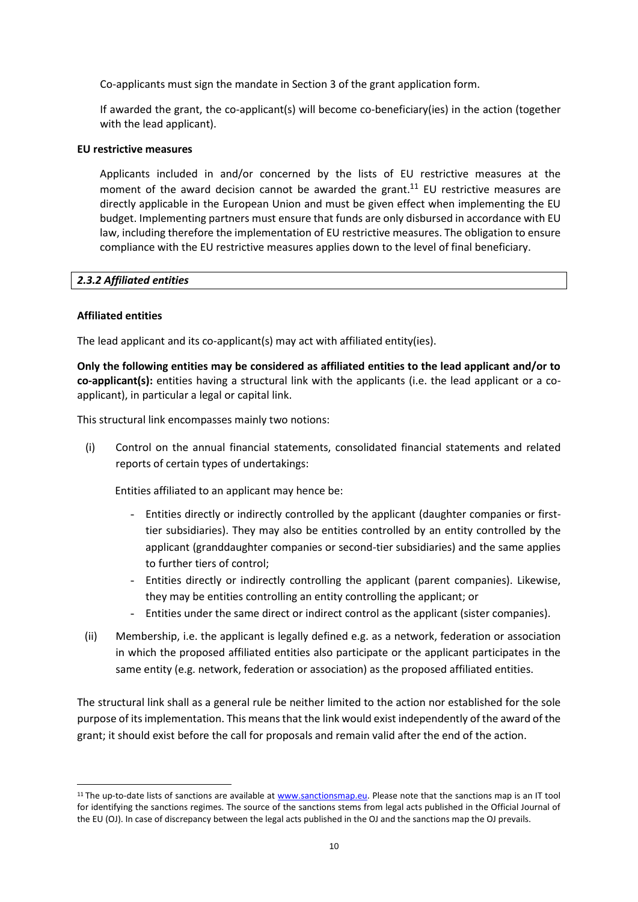Co-applicants must sign the mandate in Section 3 of the grant application form.

If awarded the grant, the co-applicant(s) will become co-beneficiary(ies) in the action (together with the lead applicant).

**EU restrictive measures**

Applicants included in and/or concerned by the lists of EU restrictive measures at the moment of the award decision cannot be awarded the grant.[11] EU restrictive measures are directly applicable in the European Union and must be given effect when implementing the EU budget. Implementing partners must ensure that funds are only disbursed in accordance with EU law, including therefore the implementation of EU restrictive measures. The obligation to ensure compliance with the EU restrictive measures applies down to the level of final beneficiary.

### *2.3.2 Affiliated entities*

**Affiliated entities**

The lead applicant and its co-applicant(s) may act with affiliated entity(ies).

**Only the following entities may be considered as affiliated entities to the lead applicant and/or to co-applicant(s):** entities having a structural link with the applicants (i.e. the lead applicant or a co-applicant), in particular a legal or capital link.

This structural link encompasses mainly two notions:

(i) Control on the annual financial statements, consolidated financial statements and related reports of certain types of undertakings:

Entities affiliated to an applicant may hence be:

- Entities directly or indirectly controlled by the applicant (daughter companies or first-tier subsidiaries). They may also be entities controlled by an entity controlled by the applicant (granddaughter companies or second-tier subsidiaries) and the same applies to further tiers of control;
- Entities directly or indirectly controlling the applicant (parent companies). Likewise, they may be entities controlling an entity controlling the applicant; or
- Entities under the same direct or indirect control as the applicant (sister companies).

(ii) Membership, i.e. the applicant is legally defined e.g. as a network, federation or association in which the proposed affiliated entities also participate or the applicant participates in the same entity (e.g. network, federation or association) as the proposed affiliated entities.

The structural link shall as a general rule be neither limited to the action nor established for the sole purpose of its implementation. This means that the link would exist independently of the award of the grant; it should exist before the call for proposals and remain valid after the end of the action.

---

[11] The up-to-date lists of sanctions are available at www.sanctionsmap.eu. Please note that the sanctions map is an IT tool for identifying the sanctions regimes. The source of the sanctions stems from legal acts published in the Official Journal of the EU (OJ). In case of discrepancy between the legal acts published in the OJ and the sanctions map the OJ prevails.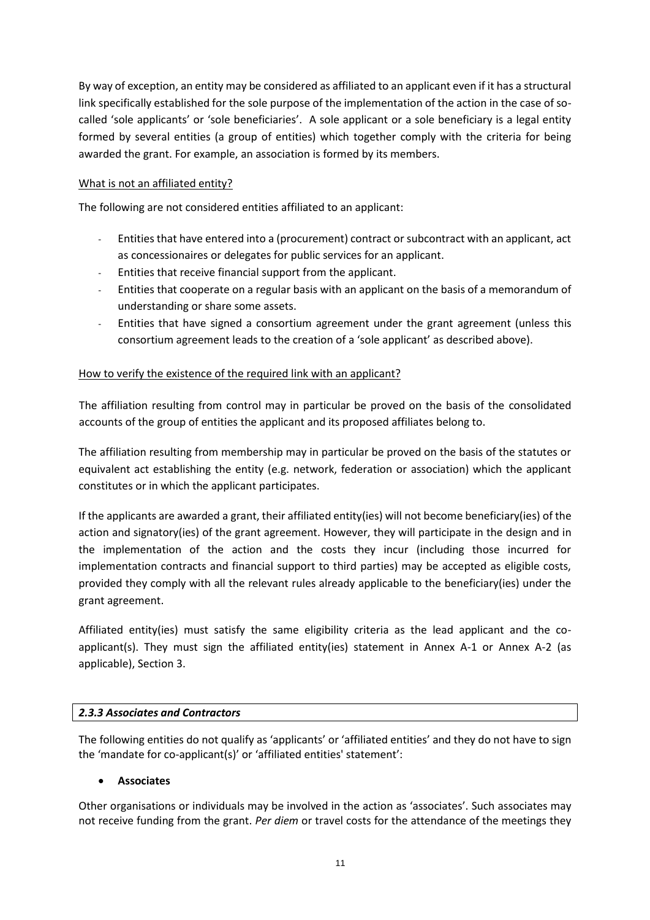By way of exception, an entity may be considered as affiliated to an applicant even if it has a structural link specifically established for the sole purpose of the implementation of the action in the case of so-called 'sole applicants' or 'sole beneficiaries'. A sole applicant or a sole beneficiary is a legal entity formed by several entities (a group of entities) which together comply with the criteria for being awarded the grant. For example, an association is formed by its members.

What is not an affiliated entity?

The following are not considered entities affiliated to an applicant:

- Entities that have entered into a (procurement) contract or subcontract with an applicant, act as concessionaires or delegates for public services for an applicant.
- Entities that receive financial support from the applicant.
- Entities that cooperate on a regular basis with an applicant on the basis of a memorandum of understanding or share some assets.
- Entities that have signed a consortium agreement under the grant agreement (unless this consortium agreement leads to the creation of a 'sole applicant' as described above).

How to verify the existence of the required link with an applicant?

The affiliation resulting from control may in particular be proved on the basis of the consolidated accounts of the group of entities the applicant and its proposed affiliates belong to.

The affiliation resulting from membership may in particular be proved on the basis of the statutes or equivalent act establishing the entity (e.g. network, federation or association) which the applicant constitutes or in which the applicant participates.

If the applicants are awarded a grant, their affiliated entity(ies) will not become beneficiary(ies) of the action and signatory(ies) of the grant agreement. However, they will participate in the design and in the implementation of the action and the costs they incur (including those incurred for implementation contracts and financial support to third parties) may be accepted as eligible costs, provided they comply with all the relevant rules already applicable to the beneficiary(ies) under the grant agreement.

Affiliated entity(ies) must satisfy the same eligibility criteria as the lead applicant and the co-applicant(s). They must sign the affiliated entity(ies) statement in Annex A-1 or Annex A-2 (as applicable), Section 3.

### *2.3.3 Associates and Contractors*

The following entities do not qualify as 'applicants' or 'affiliated entities' and they do not have to sign the 'mandate for co-applicant(s)' or 'affiliated entities' statement':

- **Associates**

Other organisations or individuals may be involved in the action as 'associates'. Such associates may not receive funding from the grant. *Per diem* or travel costs for the attendance of the meetings they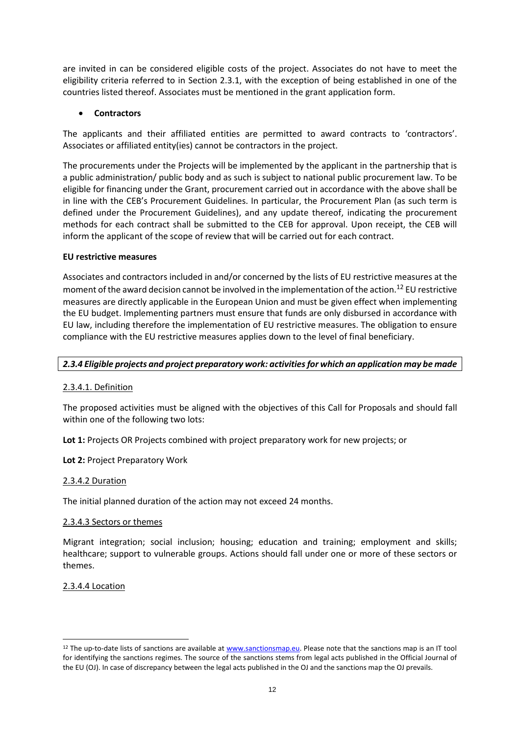are invited in can be considered eligible costs of the project. Associates do not have to meet the eligibility criteria referred to in Section 2.3.1, with the exception of being established in one of the countries listed thereof. Associates must be mentioned in the grant application form.

- **Contractors**

The applicants and their affiliated entities are permitted to award contracts to 'contractors'. Associates or affiliated entity(ies) cannot be contractors in the project.

The procurements under the Projects will be implemented by the applicant in the partnership that is a public administration/ public body and as such is subject to national public procurement law. To be eligible for financing under the Grant, procurement carried out in accordance with the above shall be in line with the CEB's Procurement Guidelines. In particular, the Procurement Plan (as such term is defined under the Procurement Guidelines), and any update thereof, indicating the procurement methods for each contract shall be submitted to the CEB for approval. Upon receipt, the CEB will inform the applicant of the scope of review that will be carried out for each contract.

**EU restrictive measures**

Associates and contractors included in and/or concerned by the lists of EU restrictive measures at the moment of the award decision cannot be involved in the implementation of the action.[12] EU restrictive measures are directly applicable in the European Union and must be given effect when implementing the EU budget. Implementing partners must ensure that funds are only disbursed in accordance with EU law, including therefore the implementation of EU restrictive measures. The obligation to ensure compliance with the EU restrictive measures applies down to the level of final beneficiary.

### *2.3.4 Eligible projects and project preparatory work: activities for which an application may be made*

2.3.4.1. Definition

The proposed activities must be aligned with the objectives of this Call for Proposals and should fall within one of the following two lots:

**Lot 1:** Projects OR Projects combined with project preparatory work for new projects; or

**Lot 2:** Project Preparatory Work

2.3.4.2 Duration

The initial planned duration of the action may not exceed 24 months.

2.3.4.3 Sectors or themes

Migrant integration; social inclusion; housing; education and training; employment and skills; healthcare; support to vulnerable groups. Actions should fall under one or more of these sectors or themes.

2.3.4.4 Location

[12] The up-to-date lists of sanctions are available at www.sanctionsmap.eu. Please note that the sanctions map is an IT tool for identifying the sanctions regimes. The source of the sanctions stems from legal acts published in the Official Journal of the EU (OJ). In case of discrepancy between the legal acts published in the OJ and the sanctions map the OJ prevails.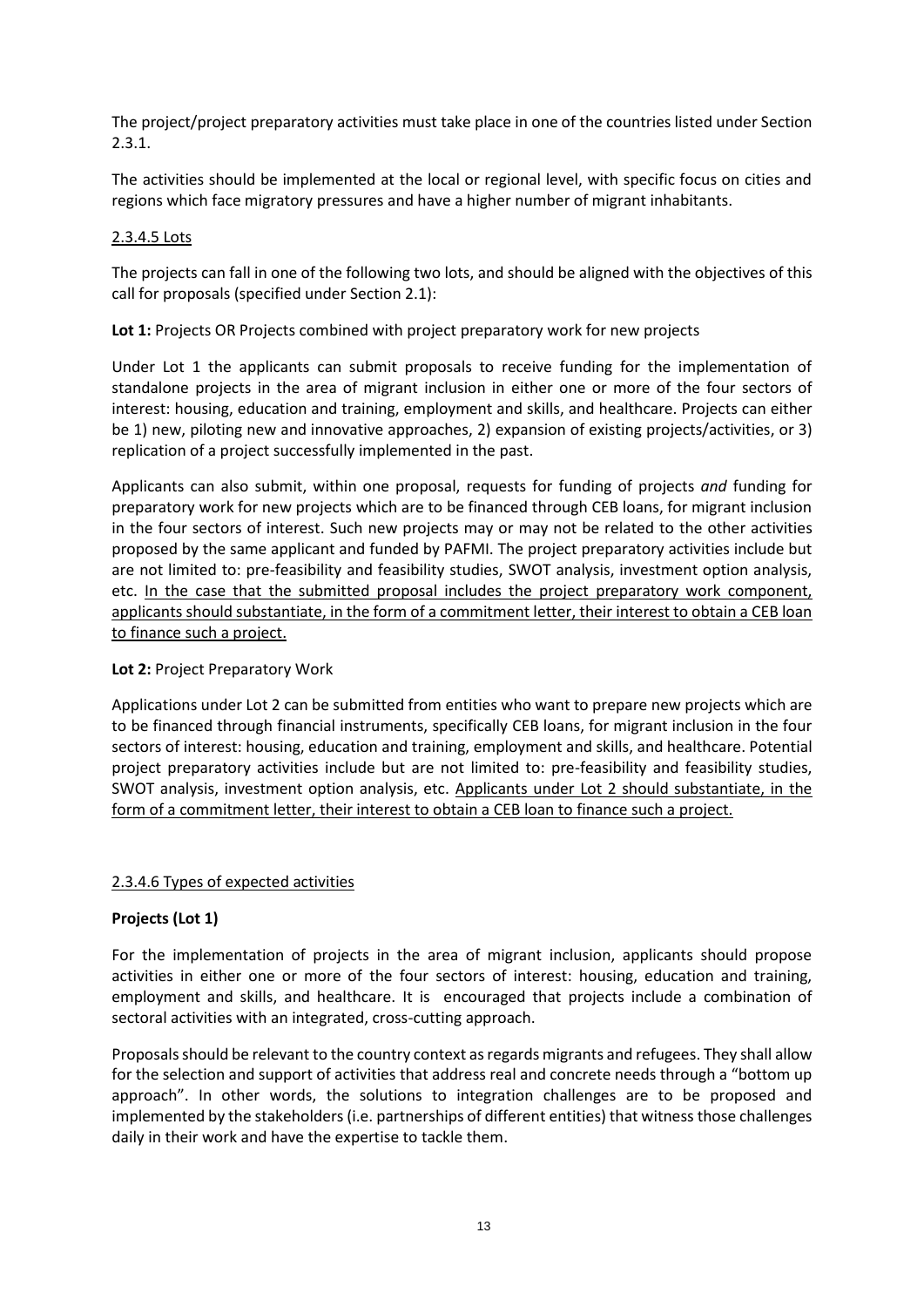The project/project preparatory activities must take place in one of the countries listed under Section 2.3.1.

The activities should be implemented at the local or regional level, with specific focus on cities and regions which face migratory pressures and have a higher number of migrant inhabitants.

#### 2.3.4.5 Lots

The projects can fall in one of the following two lots, and should be aligned with the objectives of this call for proposals (specified under Section 2.1):

**Lot 1:** Projects OR Projects combined with project preparatory work for new projects

Under Lot 1 the applicants can submit proposals to receive funding for the implementation of standalone projects in the area of migrant inclusion in either one or more of the four sectors of interest: housing, education and training, employment and skills, and healthcare. Projects can either be 1) new, piloting new and innovative approaches, 2) expansion of existing projects/activities, or 3) replication of a project successfully implemented in the past.

Applicants can also submit, within one proposal, requests for funding of projects *and* funding for preparatory work for new projects which are to be financed through CEB loans, for migrant inclusion in the four sectors of interest. Such new projects may or may not be related to the other activities proposed by the same applicant and funded by PAFMI. The project preparatory activities include but are not limited to: pre-feasibility and feasibility studies, SWOT analysis, investment option analysis, etc. <u>In the case that the submitted proposal includes the project preparatory work component, applicants should substantiate, in the form of a commitment letter, their interest to obtain a CEB loan to finance such a project.</u>

**Lot 2:** Project Preparatory Work

Applications under Lot 2 can be submitted from entities who want to prepare new projects which are to be financed through financial instruments, specifically CEB loans, for migrant inclusion in the four sectors of interest: housing, education and training, employment and skills, and healthcare. Potential project preparatory activities include but are not limited to: pre-feasibility and feasibility studies, SWOT analysis, investment option analysis, etc. <u>Applicants under Lot 2 should substantiate, in the form of a commitment letter, their interest to obtain a CEB loan to finance such a project.</u>

#### 2.3.4.6 Types of expected activities

**Projects (Lot 1)**

For the implementation of projects in the area of migrant inclusion, applicants should propose activities in either one or more of the four sectors of interest: housing, education and training, employment and skills, and healthcare. It is encouraged that projects include a combination of sectoral activities with an integrated, cross-cutting approach.

Proposals should be relevant to the country context as regards migrants and refugees. They shall allow for the selection and support of activities that address real and concrete needs through a "bottom up approach". In other words, the solutions to integration challenges are to be proposed and implemented by the stakeholders (i.e. partnerships of different entities) that witness those challenges daily in their work and have the expertise to tackle them.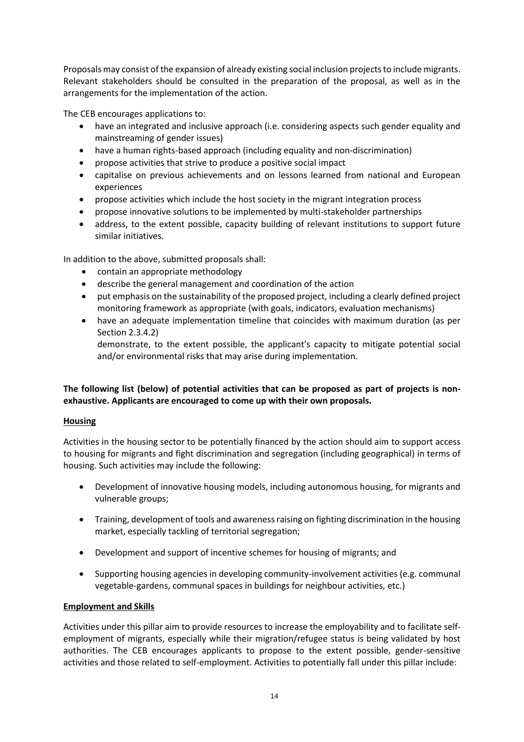Proposals may consist of the expansion of already existing social inclusion projects to include migrants. Relevant stakeholders should be consulted in the preparation of the proposal, as well as in the arrangements for the implementation of the action.

The CEB encourages applications to:

- have an integrated and inclusive approach (i.e. considering aspects such gender equality and mainstreaming of gender issues)
- have a human rights-based approach (including equality and non-discrimination)
- propose activities that strive to produce a positive social impact
- capitalise on previous achievements and on lessons learned from national and European experiences
- propose activities which include the host society in the migrant integration process
- propose innovative solutions to be implemented by multi-stakeholder partnerships
- address, to the extent possible, capacity building of relevant institutions to support future similar initiatives.

In addition to the above, submitted proposals shall:

- contain an appropriate methodology
- describe the general management and coordination of the action
- put emphasis on the sustainability of the proposed project, including a clearly defined project monitoring framework as appropriate (with goals, indicators, evaluation mechanisms)
- have an adequate implementation timeline that coincides with maximum duration (as per Section 2.3.4.2)
  demonstrate, to the extent possible, the applicant's capacity to mitigate potential social and/or environmental risks that may arise during implementation.

**The following list (below) of potential activities that can be proposed as part of projects is non-exhaustive. Applicants are encouraged to come up with their own proposals.**

**Housing**

Activities in the housing sector to be potentially financed by the action should aim to support access to housing for migrants and fight discrimination and segregation (including geographical) in terms of housing. Such activities may include the following:

- Development of innovative housing models, including autonomous housing, for migrants and vulnerable groups;
- Training, development of tools and awareness raising on fighting discrimination in the housing market, especially tackling of territorial segregation;
- Development and support of incentive schemes for housing of migrants; and
- Supporting housing agencies in developing community-involvement activities (e.g. communal vegetable-gardens, communal spaces in buildings for neighbour activities, etc.)

**Employment and Skills**

Activities under this pillar aim to provide resources to increase the employability and to facilitate self-employment of migrants, especially while their migration/refugee status is being validated by host authorities. The CEB encourages applicants to propose to the extent possible, gender-sensitive activities and those related to self-employment. Activities to potentially fall under this pillar include: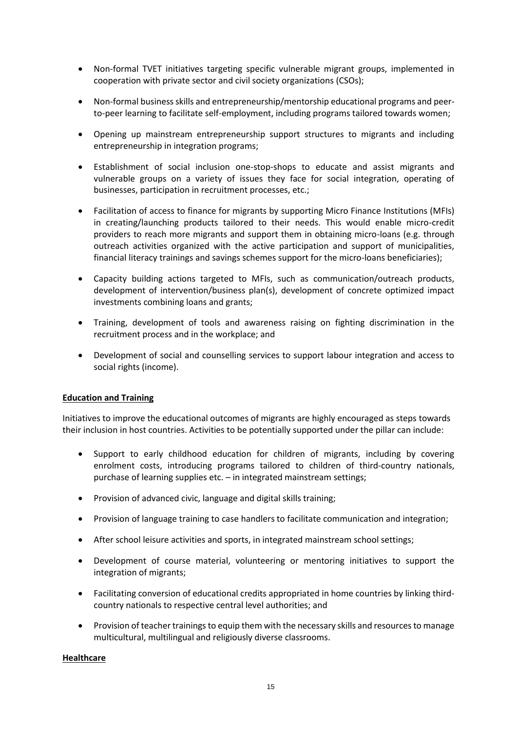- Non-formal TVET initiatives targeting specific vulnerable migrant groups, implemented in cooperation with private sector and civil society organizations (CSOs);
- Non-formal business skills and entrepreneurship/mentorship educational programs and peer-to-peer learning to facilitate self-employment, including programs tailored towards women;
- Opening up mainstream entrepreneurship support structures to migrants and including entrepreneurship in integration programs;
- Establishment of social inclusion one-stop-shops to educate and assist migrants and vulnerable groups on a variety of issues they face for social integration, operating of businesses, participation in recruitment processes, etc.;
- Facilitation of access to finance for migrants by supporting Micro Finance Institutions (MFIs) in creating/launching products tailored to their needs. This would enable micro-credit providers to reach more migrants and support them in obtaining micro-loans (e.g. through outreach activities organized with the active participation and support of municipalities, financial literacy trainings and savings schemes support for the micro-loans beneficiaries);
- Capacity building actions targeted to MFIs, such as communication/outreach products, development of intervention/business plan(s), development of concrete optimized impact investments combining loans and grants;
- Training, development of tools and awareness raising on fighting discrimination in the recruitment process and in the workplace; and
- Development of social and counselling services to support labour integration and access to social rights (income).

**Education and Training**

Initiatives to improve the educational outcomes of migrants are highly encouraged as steps towards their inclusion in host countries. Activities to be potentially supported under the pillar can include:

- Support to early childhood education for children of migrants, including by covering enrolment costs, introducing programs tailored to children of third-country nationals, purchase of learning supplies etc. – in integrated mainstream settings;
- Provision of advanced civic, language and digital skills training;
- Provision of language training to case handlers to facilitate communication and integration;
- After school leisure activities and sports, in integrated mainstream school settings;
- Development of course material, volunteering or mentoring initiatives to support the integration of migrants;
- Facilitating conversion of educational credits appropriated in home countries by linking third-country nationals to respective central level authorities; and
- Provision of teacher trainings to equip them with the necessary skills and resources to manage multicultural, multilingual and religiously diverse classrooms.

**Healthcare**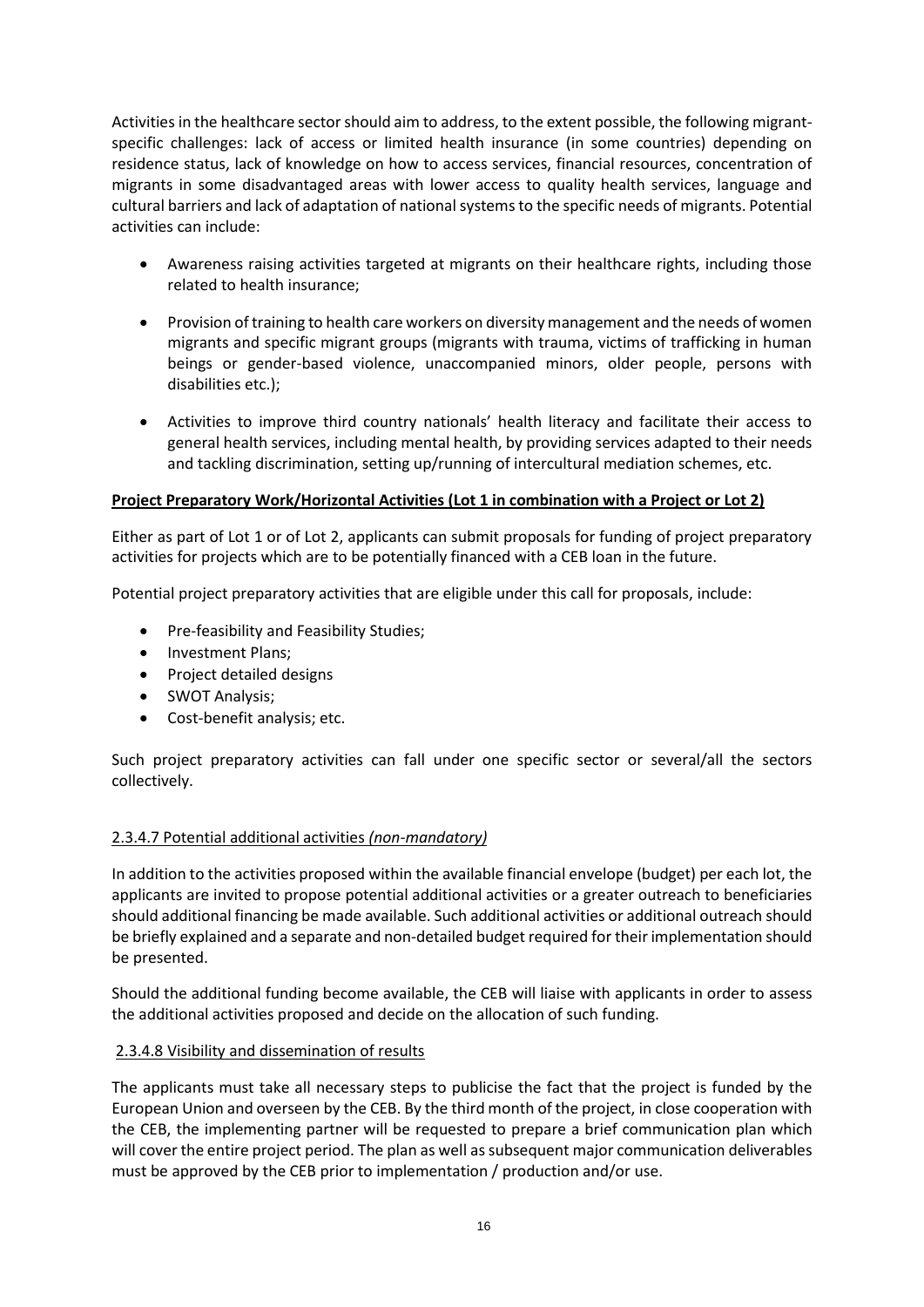Activities in the healthcare sector should aim to address, to the extent possible, the following migrant-specific challenges: lack of access or limited health insurance (in some countries) depending on residence status, lack of knowledge on how to access services, financial resources, concentration of migrants in some disadvantaged areas with lower access to quality health services, language and cultural barriers and lack of adaptation of national systems to the specific needs of migrants. Potential activities can include:

- Awareness raising activities targeted at migrants on their healthcare rights, including those related to health insurance;
- Provision of training to health care workers on diversity management and the needs of women migrants and specific migrant groups (migrants with trauma, victims of trafficking in human beings or gender-based violence, unaccompanied minors, older people, persons with disabilities etc.);
- Activities to improve third country nationals' health literacy and facilitate their access to general health services, including mental health, by providing services adapted to their needs and tackling discrimination, setting up/running of intercultural mediation schemes, etc.

**Project Preparatory Work/Horizontal Activities (Lot 1 in combination with a Project or Lot 2)**

Either as part of Lot 1 or of Lot 2, applicants can submit proposals for funding of project preparatory activities for projects which are to be potentially financed with a CEB loan in the future.

Potential project preparatory activities that are eligible under this call for proposals, include:

- Pre-feasibility and Feasibility Studies;
- Investment Plans;
- Project detailed designs
- SWOT Analysis;
- Cost-benefit analysis; etc.

Such project preparatory activities can fall under one specific sector or several/all the sectors collectively.

#### 2.3.4.7 Potential additional activities *(non-mandatory)*

In addition to the activities proposed within the available financial envelope (budget) per each lot, the applicants are invited to propose potential additional activities or a greater outreach to beneficiaries should additional financing be made available. Such additional activities or additional outreach should be briefly explained and a separate and non-detailed budget required for their implementation should be presented.

Should the additional funding become available, the CEB will liaise with applicants in order to assess the additional activities proposed and decide on the allocation of such funding.

#### 2.3.4.8 Visibility and dissemination of results

The applicants must take all necessary steps to publicise the fact that the project is funded by the European Union and overseen by the CEB. By the third month of the project, in close cooperation with the CEB, the implementing partner will be requested to prepare a brief communication plan which will cover the entire project period. The plan as well as subsequent major communication deliverables must be approved by the CEB prior to implementation / production and/or use.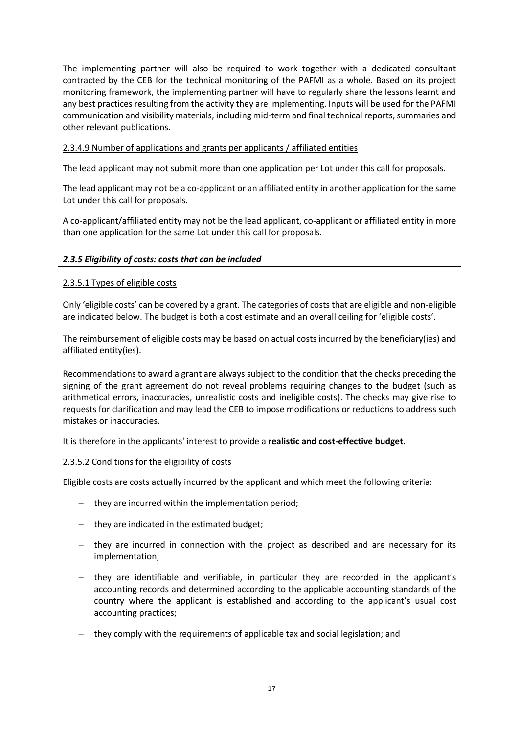The implementing partner will also be required to work together with a dedicated consultant contracted by the CEB for the technical monitoring of the PAFMI as a whole. Based on its project monitoring framework, the implementing partner will have to regularly share the lessons learnt and any best practices resulting from the activity they are implementing. Inputs will be used for the PAFMI communication and visibility materials, including mid-term and final technical reports, summaries and other relevant publications.

#### 2.3.4.9 Number of applications and grants per applicants / affiliated entities

The lead applicant may not submit more than one application per Lot under this call for proposals.

The lead applicant may not be a co-applicant or an affiliated entity in another application for the same Lot under this call for proposals.

A co-applicant/affiliated entity may not be the lead applicant, co-applicant or affiliated entity in more than one application for the same Lot under this call for proposals.

### *2.3.5 Eligibility of costs: costs that can be included*

#### 2.3.5.1 Types of eligible costs

Only 'eligible costs' can be covered by a grant. The categories of costs that are eligible and non-eligible are indicated below. The budget is both a cost estimate and an overall ceiling for 'eligible costs'.

The reimbursement of eligible costs may be based on actual costs incurred by the beneficiary(ies) and affiliated entity(ies).

Recommendations to award a grant are always subject to the condition that the checks preceding the signing of the grant agreement do not reveal problems requiring changes to the budget (such as arithmetical errors, inaccuracies, unrealistic costs and ineligible costs). The checks may give rise to requests for clarification and may lead the CEB to impose modifications or reductions to address such mistakes or inaccuracies.

It is therefore in the applicants' interest to provide a **realistic and cost-effective budget**.

#### 2.3.5.2 Conditions for the eligibility of costs

Eligible costs are costs actually incurred by the applicant and which meet the following criteria:

- they are incurred within the implementation period;
- they are indicated in the estimated budget;
- they are incurred in connection with the project as described and are necessary for its implementation;
- they are identifiable and verifiable, in particular they are recorded in the applicant's accounting records and determined according to the applicable accounting standards of the country where the applicant is established and according to the applicant's usual cost accounting practices;
- they comply with the requirements of applicable tax and social legislation; and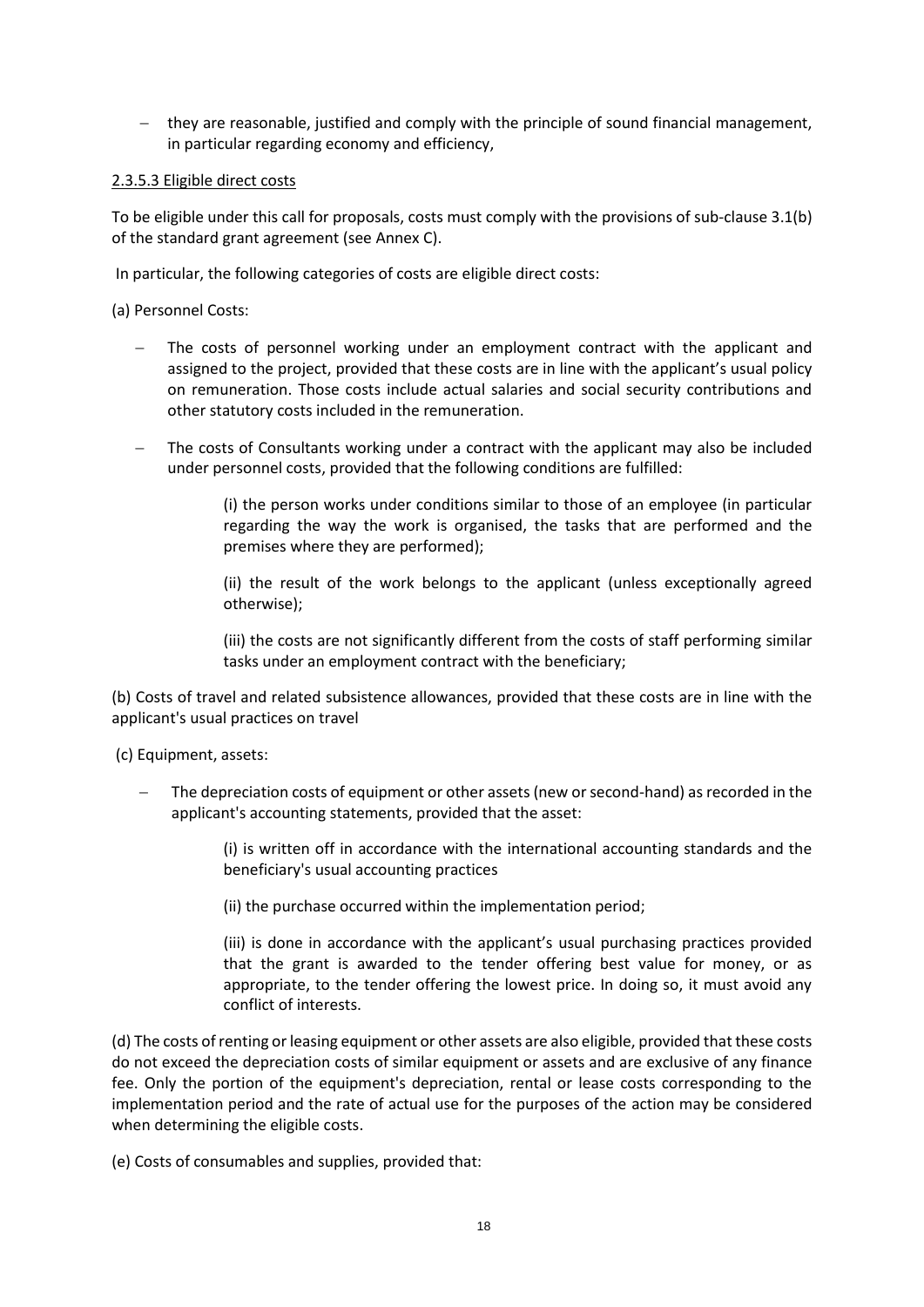- they are reasonable, justified and comply with the principle of sound financial management, in particular regarding economy and efficiency,

2.3.5.3 Eligible direct costs

To be eligible under this call for proposals, costs must comply with the provisions of sub-clause 3.1(b) of the standard grant agreement (see Annex C).

In particular, the following categories of costs are eligible direct costs:

(a) Personnel Costs:

- The costs of personnel working under an employment contract with the applicant and assigned to the project, provided that these costs are in line with the applicant's usual policy on remuneration. Those costs include actual salaries and social security contributions and other statutory costs included in the remuneration.
- The costs of Consultants working under a contract with the applicant may also be included under personnel costs, provided that the following conditions are fulfilled:

  (i) the person works under conditions similar to those of an employee (in particular regarding the way the work is organised, the tasks that are performed and the premises where they are performed);

  (ii) the result of the work belongs to the applicant (unless exceptionally agreed otherwise);

  (iii) the costs are not significantly different from the costs of staff performing similar tasks under an employment contract with the beneficiary;

(b) Costs of travel and related subsistence allowances, provided that these costs are in line with the applicant's usual practices on travel

(c) Equipment, assets:

- The depreciation costs of equipment or other assets (new or second-hand) as recorded in the applicant's accounting statements, provided that the asset:

  (i) is written off in accordance with the international accounting standards and the beneficiary's usual accounting practices

  (ii) the purchase occurred within the implementation period;

  (iii) is done in accordance with the applicant's usual purchasing practices provided that the grant is awarded to the tender offering best value for money, or as appropriate, to the tender offering the lowest price. In doing so, it must avoid any conflict of interests.

(d) The costs of renting or leasing equipment or other assets are also eligible, provided that these costs do not exceed the depreciation costs of similar equipment or assets and are exclusive of any finance fee. Only the portion of the equipment's depreciation, rental or lease costs corresponding to the implementation period and the rate of actual use for the purposes of the action may be considered when determining the eligible costs.

(e) Costs of consumables and supplies, provided that: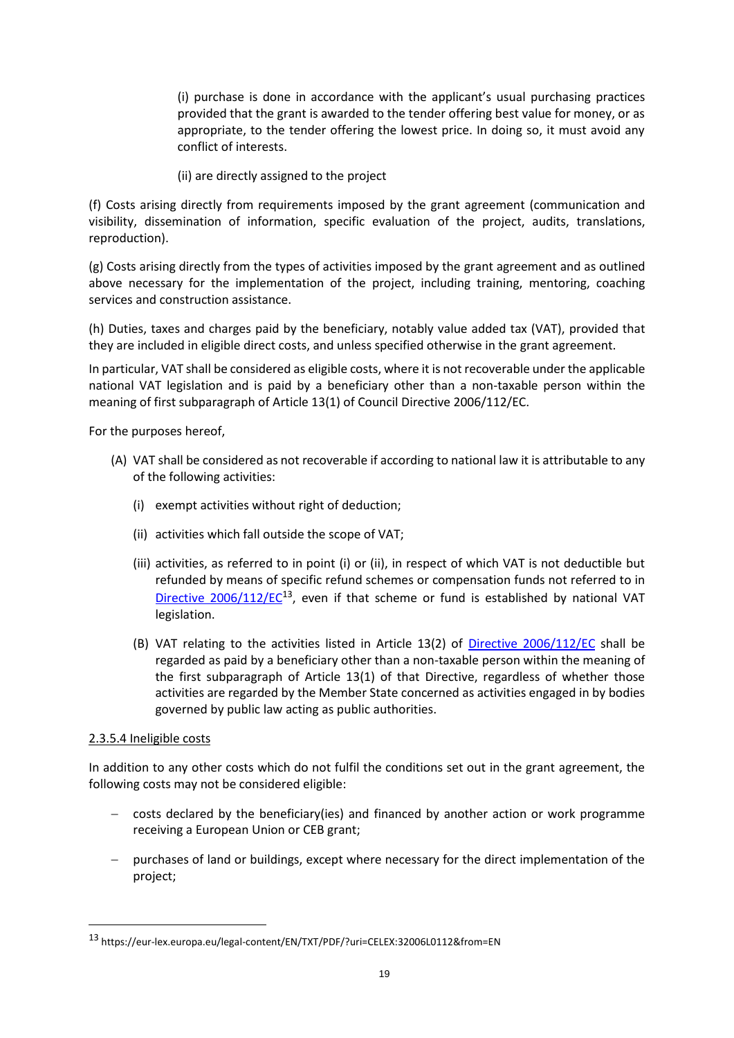(i) purchase is done in accordance with the applicant's usual purchasing practices provided that the grant is awarded to the tender offering best value for money, or as appropriate, to the tender offering the lowest price. In doing so, it must avoid any conflict of interests.

(ii) are directly assigned to the project

(f) Costs arising directly from requirements imposed by the grant agreement (communication and visibility, dissemination of information, specific evaluation of the project, audits, translations, reproduction).

(g) Costs arising directly from the types of activities imposed by the grant agreement and as outlined above necessary for the implementation of the project, including training, mentoring, coaching services and construction assistance.

(h) Duties, taxes and charges paid by the beneficiary, notably value added tax (VAT), provided that they are included in eligible direct costs, and unless specified otherwise in the grant agreement.

In particular, VAT shall be considered as eligible costs, where it is not recoverable under the applicable national VAT legislation and is paid by a beneficiary other than a non-taxable person within the meaning of first subparagraph of Article 13(1) of Council Directive 2006/112/EC.

For the purposes hereof,

(A) VAT shall be considered as not recoverable if according to national law it is attributable to any of the following activities:

(i) exempt activities without right of deduction;

(ii) activities which fall outside the scope of VAT;

(iii) activities, as referred to in point (i) or (ii), in respect of which VAT is not deductible but refunded by means of specific refund schemes or compensation funds not referred to in [Directive 2006/112/EC](https://eur-lex.europa.eu/legal-content/EN/TXT/PDF/?uri=CELEX:32006L0112&from=EN)[13], even if that scheme or fund is established by national VAT legislation.

(B) VAT relating to the activities listed in Article 13(2) of Directive 2006/112/EC shall be regarded as paid by a beneficiary other than a non-taxable person within the meaning of the first subparagraph of Article 13(1) of that Directive, regardless of whether those activities are regarded by the Member State concerned as activities engaged in by bodies governed by public law acting as public authorities.

2.3.5.4 Ineligible costs

In addition to any other costs which do not fulfil the conditions set out in the grant agreement, the following costs may not be considered eligible:

- costs declared by the beneficiary(ies) and financed by another action or work programme receiving a European Union or CEB grant;
- purchases of land or buildings, except where necessary for the direct implementation of the project;

[13] https://eur-lex.europa.eu/legal-content/EN/TXT/PDF/?uri=CELEX:32006L0112&from=EN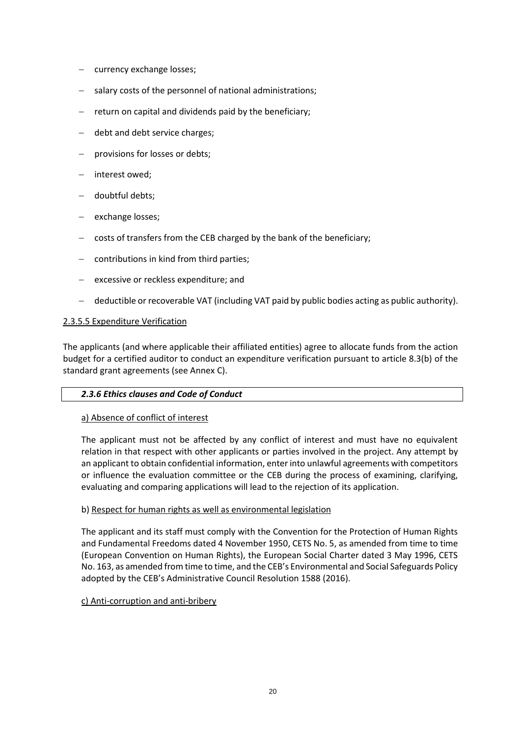- currency exchange losses;
- salary costs of the personnel of national administrations;
- return on capital and dividends paid by the beneficiary;
- debt and debt service charges;
- provisions for losses or debts;
- interest owed;
- doubtful debts;
- exchange losses;
- costs of transfers from the CEB charged by the bank of the beneficiary;
- contributions in kind from third parties;
- excessive or reckless expenditure; and
- deductible or recoverable VAT (including VAT paid by public bodies acting as public authority).

2.3.5.5 Expenditure Verification

The applicants (and where applicable their affiliated entities) agree to allocate funds from the action budget for a certified auditor to conduct an expenditure verification pursuant to article 8.3(b) of the standard grant agreements (see Annex C).

### *2.3.6 Ethics clauses and Code of Conduct*

a) Absence of conflict of interest

The applicant must not be affected by any conflict of interest and must have no equivalent relation in that respect with other applicants or parties involved in the project. Any attempt by an applicant to obtain confidential information, enter into unlawful agreements with competitors or influence the evaluation committee or the CEB during the process of examining, clarifying, evaluating and comparing applications will lead to the rejection of its application.

b) Respect for human rights as well as environmental legislation

The applicant and its staff must comply with the Convention for the Protection of Human Rights and Fundamental Freedoms dated 4 November 1950, CETS No. 5, as amended from time to time (European Convention on Human Rights), the European Social Charter dated 3 May 1996, CETS No. 163, as amended from time to time, and the CEB's Environmental and Social Safeguards Policy adopted by the CEB's Administrative Council Resolution 1588 (2016).

c) Anti-corruption and anti-bribery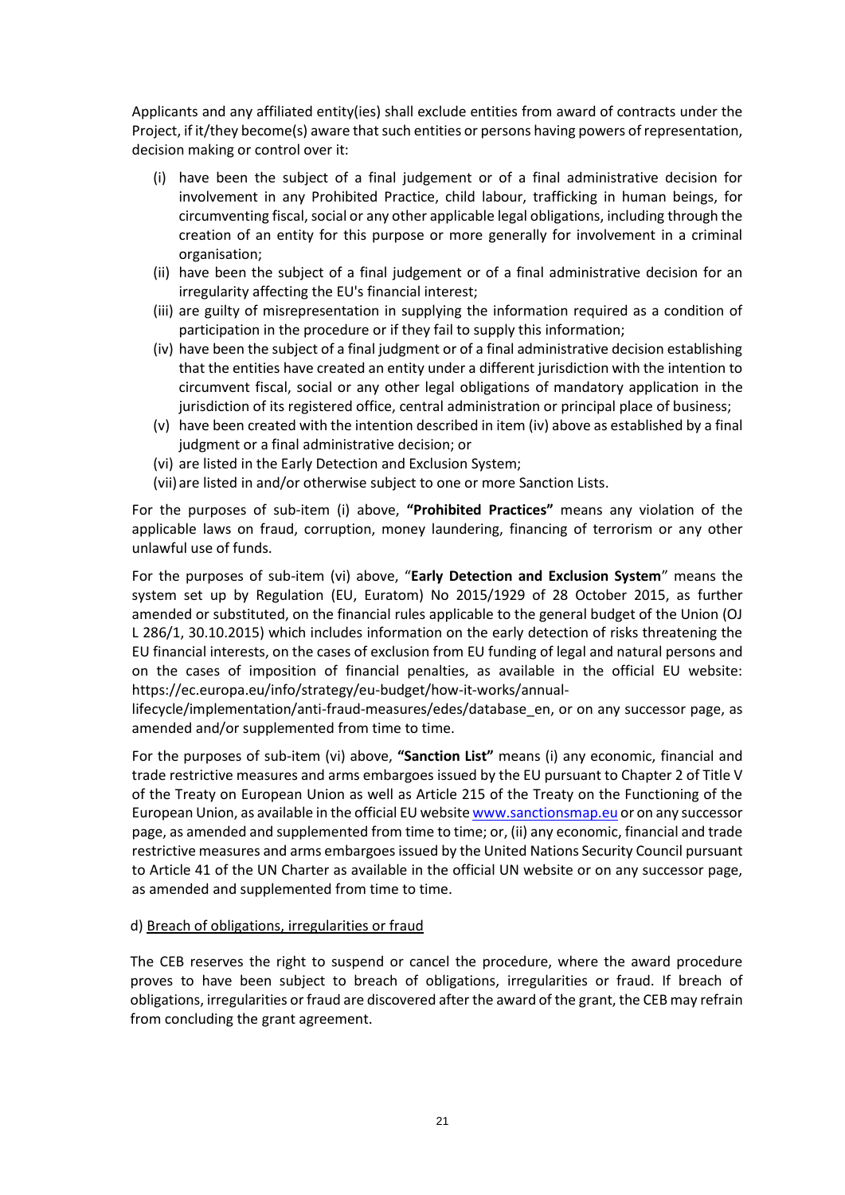Applicants and any affiliated entity(ies) shall exclude entities from award of contracts under the Project, if it/they become(s) aware that such entities or persons having powers of representation, decision making or control over it:

- (i) have been the subject of a final judgement or of a final administrative decision for involvement in any Prohibited Practice, child labour, trafficking in human beings, for circumventing fiscal, social or any other applicable legal obligations, including through the creation of an entity for this purpose or more generally for involvement in a criminal organisation;
- (ii) have been the subject of a final judgement or of a final administrative decision for an irregularity affecting the EU's financial interest;
- (iii) are guilty of misrepresentation in supplying the information required as a condition of participation in the procedure or if they fail to supply this information;
- (iv) have been the subject of a final judgment or of a final administrative decision establishing that the entities have created an entity under a different jurisdiction with the intention to circumvent fiscal, social or any other legal obligations of mandatory application in the jurisdiction of its registered office, central administration or principal place of business;
- (v) have been created with the intention described in item (iv) above as established by a final judgment or a final administrative decision; or
- (vi) are listed in the Early Detection and Exclusion System;
- (vii) are listed in and/or otherwise subject to one or more Sanction Lists.

For the purposes of sub-item (i) above, **"Prohibited Practices"** means any violation of the applicable laws on fraud, corruption, money laundering, financing of terrorism or any other unlawful use of funds.

For the purposes of sub-item (vi) above, "**Early Detection and Exclusion System**" means the system set up by Regulation (EU, Euratom) No 2015/1929 of 28 October 2015, as further amended or substituted, on the financial rules applicable to the general budget of the Union (OJ L 286/1, 30.10.2015) which includes information on the early detection of risks threatening the EU financial interests, on the cases of exclusion from EU funding of legal and natural persons and on the cases of imposition of financial penalties, as available in the official EU website: https://ec.europa.eu/info/strategy/eu-budget/how-it-works/annual-lifecycle/implementation/anti-fraud-measures/edes/database_en, or on any successor page, as amended and/or supplemented from time to time.

For the purposes of sub-item (vi) above, **"Sanction List"** means (i) any economic, financial and trade restrictive measures and arms embargoes issued by the EU pursuant to Chapter 2 of Title V of the Treaty on European Union as well as Article 215 of the Treaty on the Functioning of the European Union, as available in the official EU website www.sanctionsmap.eu or on any successor page, as amended and supplemented from time to time; or, (ii) any economic, financial and trade restrictive measures and arms embargoes issued by the United Nations Security Council pursuant to Article 41 of the UN Charter as available in the official UN website or on any successor page, as amended and supplemented from time to time.

d) Breach of obligations, irregularities or fraud

The CEB reserves the right to suspend or cancel the procedure, where the award procedure proves to have been subject to breach of obligations, irregularities or fraud. If breach of obligations, irregularities or fraud are discovered after the award of the grant, the CEB may refrain from concluding the grant agreement.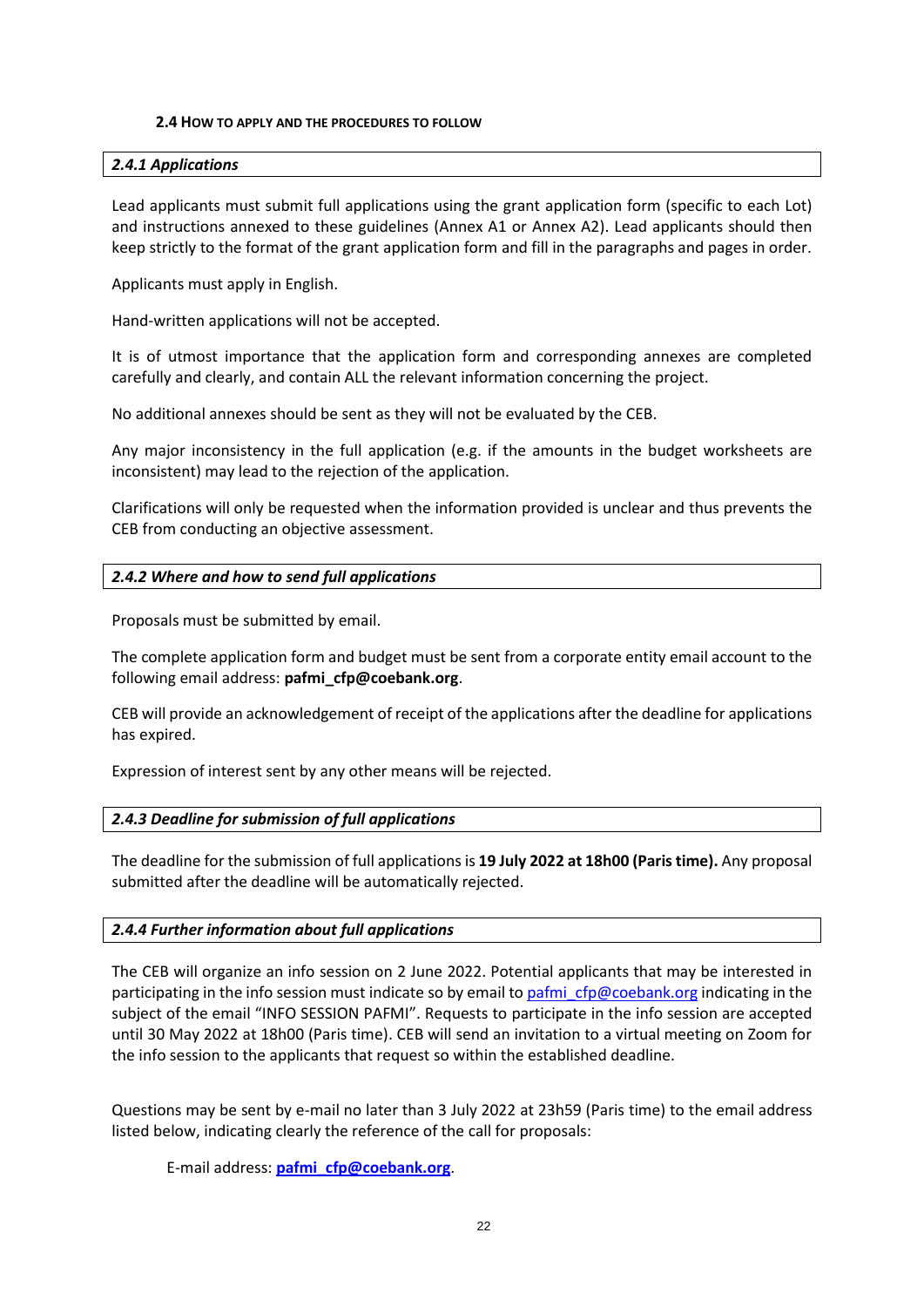### 2.4 How to apply and the procedures to follow

#### *2.4.1 Applications*

Lead applicants must submit full applications using the grant application form (specific to each Lot) and instructions annexed to these guidelines (Annex A1 or Annex A2). Lead applicants should then keep strictly to the format of the grant application form and fill in the paragraphs and pages in order.

Applicants must apply in English.

Hand-written applications will not be accepted.

It is of utmost importance that the application form and corresponding annexes are completed carefully and clearly, and contain ALL the relevant information concerning the project.

No additional annexes should be sent as they will not be evaluated by the CEB.

Any major inconsistency in the full application (e.g. if the amounts in the budget worksheets are inconsistent) may lead to the rejection of the application.

Clarifications will only be requested when the information provided is unclear and thus prevents the CEB from conducting an objective assessment.

#### *2.4.2 Where and how to send full applications*

Proposals must be submitted by email.

The complete application form and budget must be sent from a corporate entity email account to the following email address: **pafmi_cfp@coebank.org**.

CEB will provide an acknowledgement of receipt of the applications after the deadline for applications has expired.

Expression of interest sent by any other means will be rejected.

#### *2.4.3 Deadline for submission of full applications*

The deadline for the submission of full applications is **19 July 2022 at 18h00 (Paris time).** Any proposal submitted after the deadline will be automatically rejected.

#### *2.4.4 Further information about full applications*

The CEB will organize an info session on 2 June 2022. Potential applicants that may be interested in participating in the info session must indicate so by email to pafmi_cfp@coebank.org indicating in the subject of the email "INFO SESSION PAFMI". Requests to participate in the info session are accepted until 30 May 2022 at 18h00 (Paris time). CEB will send an invitation to a virtual meeting on Zoom for the info session to the applicants that request so within the established deadline.

Questions may be sent by e-mail no later than 3 July 2022 at 23h59 (Paris time) to the email address listed below, indicating clearly the reference of the call for proposals:

E-mail address: **pafmi_cfp@coebank.org**.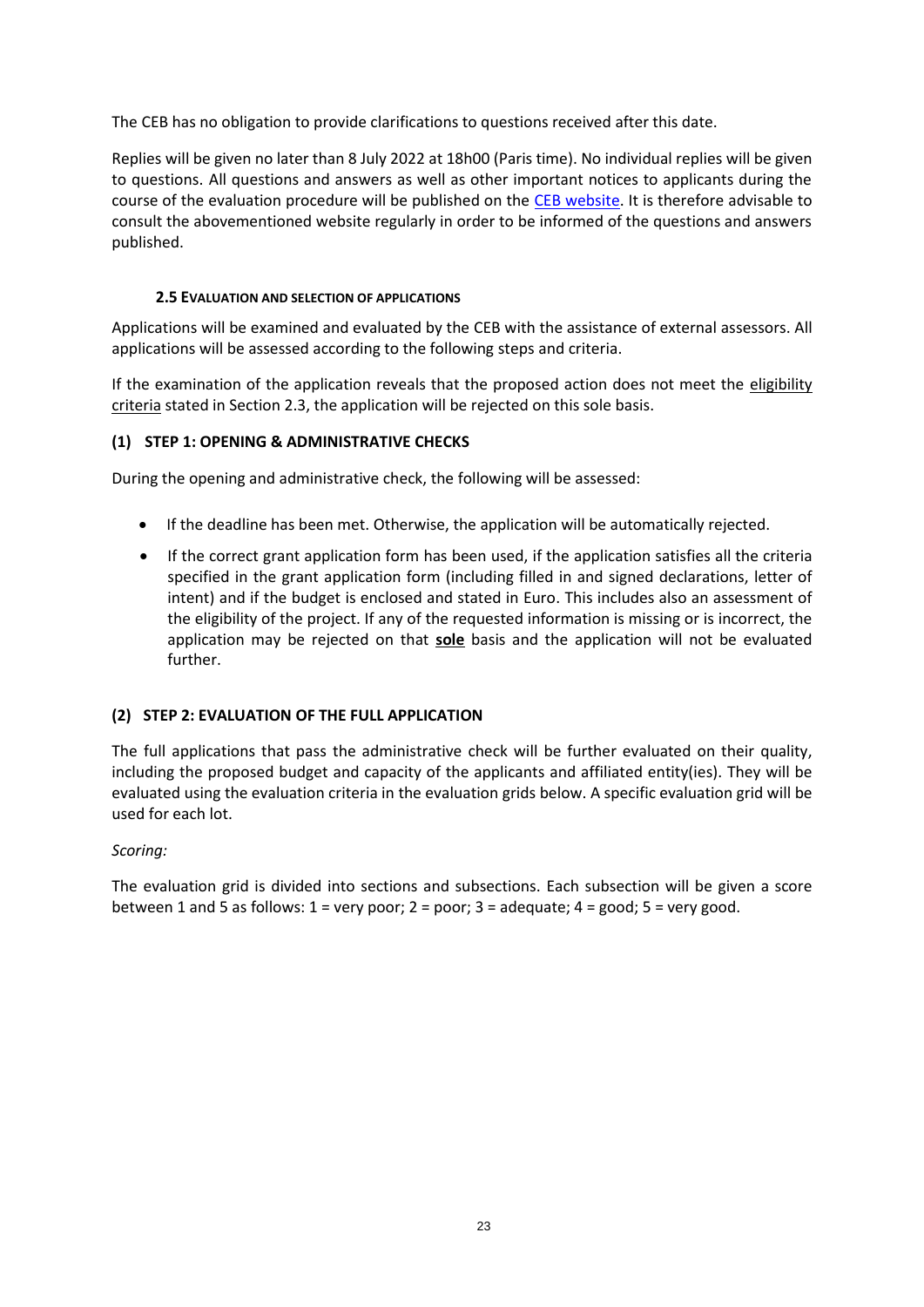The CEB has no obligation to provide clarifications to questions received after this date.

Replies will be given no later than 8 July 2022 at 18h00 (Paris time). No individual replies will be given to questions. All questions and answers as well as other important notices to applicants during the course of the evaluation procedure will be published on the CEB website. It is therefore advisable to consult the abovementioned website regularly in order to be informed of the questions and answers published.

### 2.5 Evaluation and selection of applications

Applications will be examined and evaluated by the CEB with the assistance of external assessors. All applications will be assessed according to the following steps and criteria.

If the examination of the application reveals that the proposed action does not meet the eligibility criteria stated in Section 2.3, the application will be rejected on this sole basis.

#### (1) STEP 1: OPENING & ADMINISTRATIVE CHECKS

During the opening and administrative check, the following will be assessed:

- If the deadline has been met. Otherwise, the application will be automatically rejected.
- If the correct grant application form has been used, if the application satisfies all the criteria specified in the grant application form (including filled in and signed declarations, letter of intent) and if the budget is enclosed and stated in Euro. This includes also an assessment of the eligibility of the project. If any of the requested information is missing or is incorrect, the application may be rejected on that **sole** basis and the application will not be evaluated further.

#### (2) STEP 2: EVALUATION OF THE FULL APPLICATION

The full applications that pass the administrative check will be further evaluated on their quality, including the proposed budget and capacity of the applicants and affiliated entity(ies). They will be evaluated using the evaluation criteria in the evaluation grids below. A specific evaluation grid will be used for each lot.

*Scoring:*

The evaluation grid is divided into sections and subsections. Each subsection will be given a score between 1 and 5 as follows: 1 = very poor; 2 = poor; 3 = adequate; 4 = good; 5 = very good.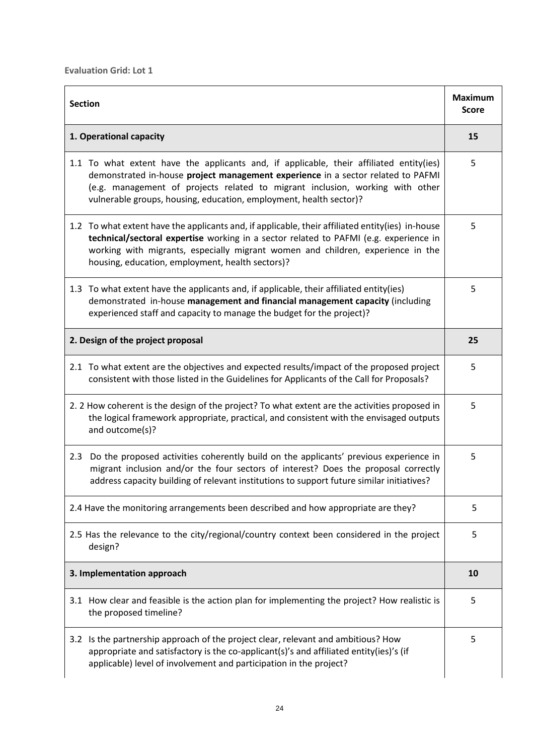**Evaluation Grid: Lot 1**

| Section | Maximum Score |
|---|---|
| **1. Operational capacity** | **15** |
| 1.1 To what extent have the applicants and, if applicable, their affiliated entity(ies) demonstrated in-house **project management experience** in a sector related to PAFMI (e.g. management of projects related to migrant inclusion, working with other vulnerable groups, housing, education, employment, health sector)? | 5 |
| 1.2 To what extent have the applicants and, if applicable, their affiliated entity(ies) in-house **technical/sectoral expertise** working in a sector related to PAFMI (e.g. experience in working with migrants, especially migrant women and children, experience in the housing, education, employment, health sectors)? | 5 |
| 1.3 To what extent have the applicants and, if applicable, their affiliated entity(ies) demonstrated in-house **management and financial management capacity** (including experienced staff and capacity to manage the budget for the project)? | 5 |
| **2. Design of the project proposal** | **25** |
| 2.1 To what extent are the objectives and expected results/impact of the proposed project consistent with those listed in the Guidelines for Applicants of the Call for Proposals? | 5 |
| 2. 2 How coherent is the design of the project? To what extent are the activities proposed in the logical framework appropriate, practical, and consistent with the envisaged outputs and outcome(s)? | 5 |
| 2.3 Do the proposed activities coherently build on the applicants' previous experience in migrant inclusion and/or the four sectors of interest? Does the proposal correctly address capacity building of relevant institutions to support future similar initiatives? | 5 |
| 2.4 Have the monitoring arrangements been described and how appropriate are they? | 5 |
| 2.5 Has the relevance to the city/regional/country context been considered in the project design? | 5 |
| **3. Implementation approach** | **10** |
| 3.1 How clear and feasible is the action plan for implementing the project? How realistic is the proposed timeline? | 5 |
| 3.2 Is the partnership approach of the project clear, relevant and ambitious? How appropriate and satisfactory is the co-applicant(s)'s and affiliated entity(ies)'s (if applicable) level of involvement and participation in the project? | 5 |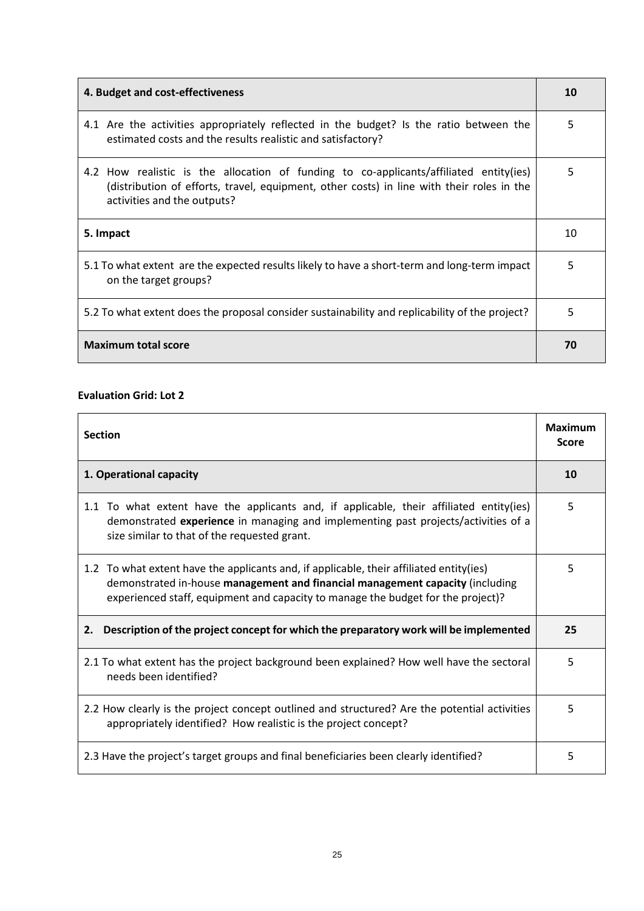| **4. Budget and cost-effectiveness** | **10** |
|---|---|
| 4.1 Are the activities appropriately reflected in the budget? Is the ratio between the estimated costs and the results realistic and satisfactory? | 5 |
| 4.2 How realistic is the allocation of funding to co-applicants/affiliated entity(ies) (distribution of efforts, travel, equipment, other costs) in line with their roles in the activities and the outputs? | 5 |
| **5. Impact** | 10 |
| 5.1 To what extent are the expected results likely to have a short-term and long-term impact on the target groups? | 5 |
| 5.2 To what extent does the proposal consider sustainability and replicability of the project? | 5 |
| **Maximum total score** | **70** |

**Evaluation Grid: Lot 2**

| **Section** | **Maximum Score** |
|---|---|
| **1. Operational capacity** | **10** |
| 1.1 To what extent have the applicants and, if applicable, their affiliated entity(ies) demonstrated **experience** in managing and implementing past projects/activities of a size similar to that of the requested grant. | 5 |
| 1.2 To what extent have the applicants and, if applicable, their affiliated entity(ies) demonstrated in-house **management and financial management capacity** (including experienced staff, equipment and capacity to manage the budget for the project)? | 5 |
| **2. Description of the project concept for which the preparatory work will be implemented** | **25** |
| 2.1 To what extent has the project background been explained? How well have the sectoral needs been identified? | 5 |
| 2.2 How clearly is the project concept outlined and structured? Are the potential activities appropriately identified? How realistic is the project concept? | 5 |
| 2.3 Have the project's target groups and final beneficiaries been clearly identified? | 5 |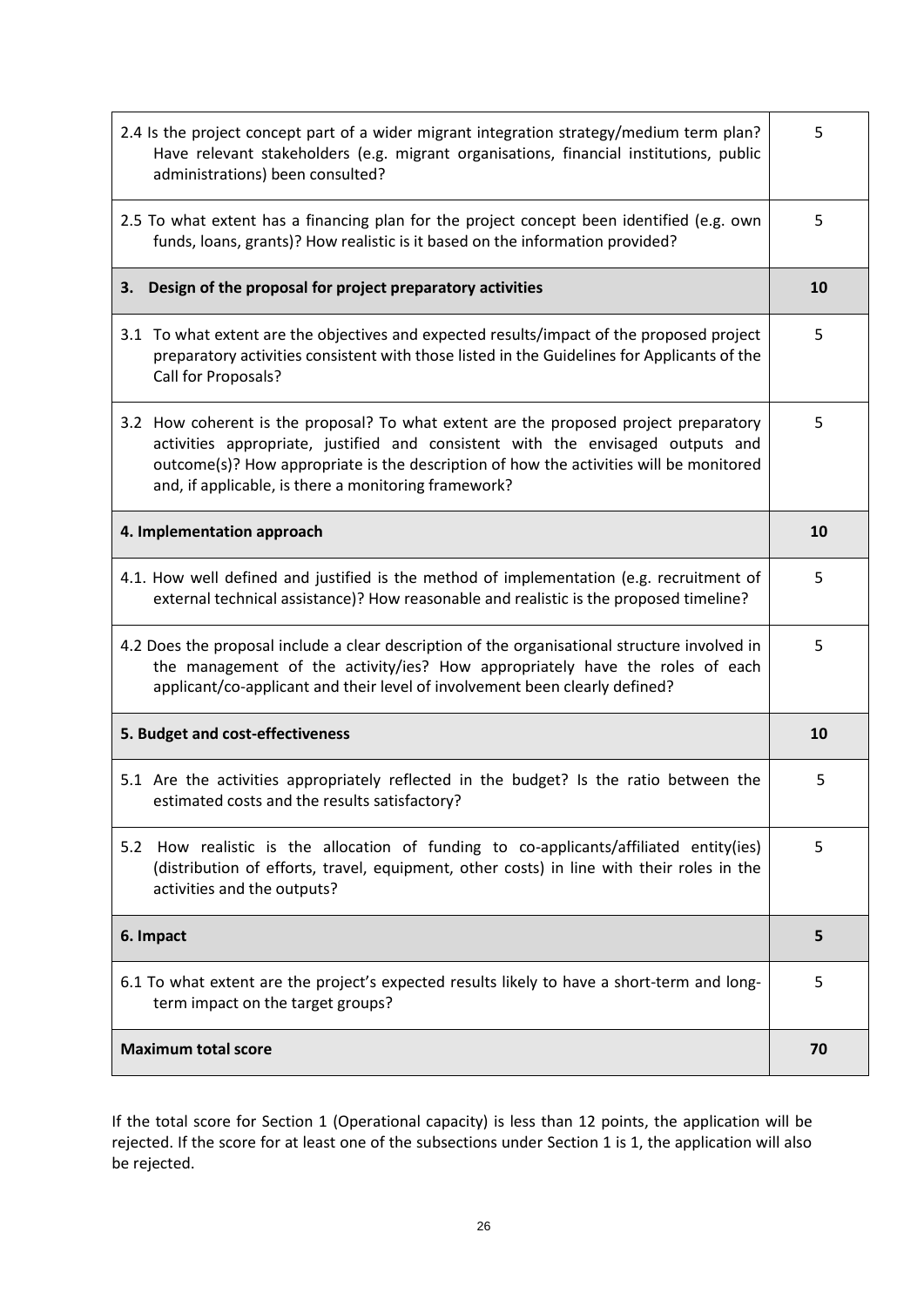| | |
|---|---|
| 2.4 Is the project concept part of a wider migrant integration strategy/medium term plan? Have relevant stakeholders (e.g. migrant organisations, financial institutions, public administrations) been consulted? | 5 |
| 2.5 To what extent has a financing plan for the project concept been identified (e.g. own funds, loans, grants)? How realistic is it based on the information provided? | 5 |
| **3. Design of the proposal for project preparatory activities** | **10** |
| 3.1 To what extent are the objectives and expected results/impact of the proposed project preparatory activities consistent with those listed in the Guidelines for Applicants of the Call for Proposals? | 5 |
| 3.2 How coherent is the proposal? To what extent are the proposed project preparatory activities appropriate, justified and consistent with the envisaged outputs and outcome(s)? How appropriate is the description of how the activities will be monitored and, if applicable, is there a monitoring framework? | 5 |
| **4. Implementation approach** | **10** |
| 4.1. How well defined and justified is the method of implementation (e.g. recruitment of external technical assistance)? How reasonable and realistic is the proposed timeline? | 5 |
| 4.2 Does the proposal include a clear description of the organisational structure involved in the management of the activity/ies? How appropriately have the roles of each applicant/co-applicant and their level of involvement been clearly defined? | 5 |
| **5. Budget and cost-effectiveness** | **10** |
| 5.1 Are the activities appropriately reflected in the budget? Is the ratio between the estimated costs and the results satisfactory? | 5 |
| 5.2 How realistic is the allocation of funding to co-applicants/affiliated entity(ies) (distribution of efforts, travel, equipment, other costs) in line with their roles in the activities and the outputs? | 5 |
| **6. Impact** | **5** |
| 6.1 To what extent are the project's expected results likely to have a short-term and long-term impact on the target groups? | 5 |
| **Maximum total score** | **70** |

If the total score for Section 1 (Operational capacity) is less than 12 points, the application will be rejected. If the score for at least one of the subsections under Section 1 is 1, the application will also be rejected.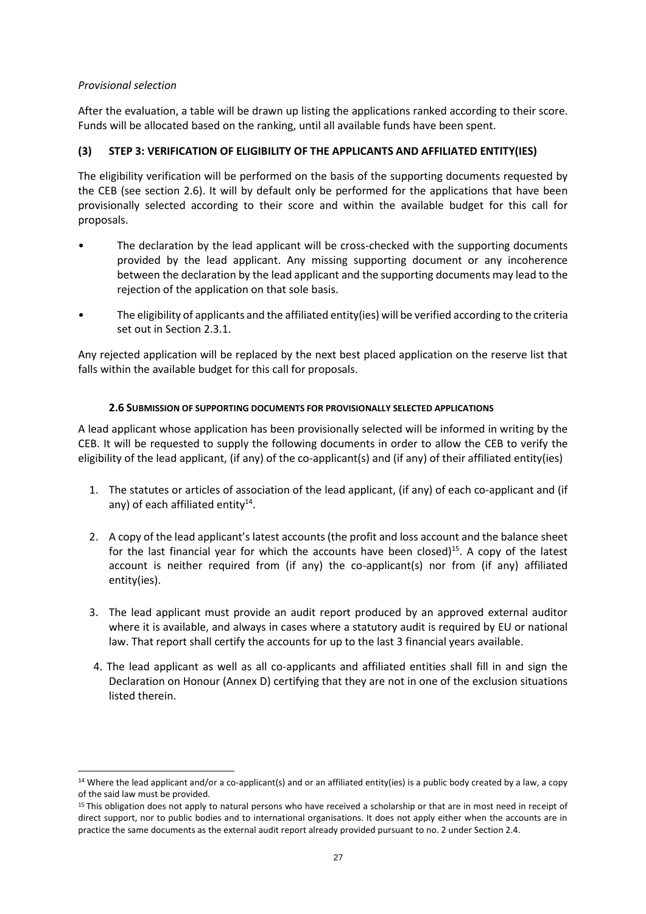*Provisional selection*

After the evaluation, a table will be drawn up listing the applications ranked according to their score. Funds will be allocated based on the ranking, until all available funds have been spent.

### (3) STEP 3: VERIFICATION OF ELIGIBILITY OF THE APPLICANTS AND AFFILIATED ENTITY(IES)

The eligibility verification will be performed on the basis of the supporting documents requested by the CEB (see section 2.6). It will by default only be performed for the applications that have been provisionally selected according to their score and within the available budget for this call for proposals.

- The declaration by the lead applicant will be cross-checked with the supporting documents provided by the lead applicant. Any missing supporting document or any incoherence between the declaration by the lead applicant and the supporting documents may lead to the rejection of the application on that sole basis.
- The eligibility of applicants and the affiliated entity(ies) will be verified according to the criteria set out in Section 2.3.1.

Any rejected application will be replaced by the next best placed application on the reserve list that falls within the available budget for this call for proposals.

## 2.6 SUBMISSION OF SUPPORTING DOCUMENTS FOR PROVISIONALLY SELECTED APPLICATIONS

A lead applicant whose application has been provisionally selected will be informed in writing by the CEB. It will be requested to supply the following documents in order to allow the CEB to verify the eligibility of the lead applicant, (if any) of the co-applicant(s) and (if any) of their affiliated entity(ies)

1. The statutes or articles of association of the lead applicant, (if any) of each co-applicant and (if any) of each affiliated entity[14].
2. A copy of the lead applicant's latest accounts (the profit and loss account and the balance sheet for the last financial year for which the accounts have been closed)[15]. A copy of the latest account is neither required from (if any) the co-applicant(s) nor from (if any) affiliated entity(ies).
3. The lead applicant must provide an audit report produced by an approved external auditor where it is available, and always in cases where a statutory audit is required by EU or national law. That report shall certify the accounts for up to the last 3 financial years available.
4. The lead applicant as well as all co-applicants and affiliated entities shall fill in and sign the Declaration on Honour (Annex D) certifying that they are not in one of the exclusion situations listed therein.

---

[14] Where the lead applicant and/or a co-applicant(s) and or an affiliated entity(ies) is a public body created by a law, a copy of the said law must be provided.

[15] This obligation does not apply to natural persons who have received a scholarship or that are in most need in receipt of direct support, nor to public bodies and to international organisations. It does not apply either when the accounts are in practice the same documents as the external audit report already provided pursuant to no. 2 under Section 2.4.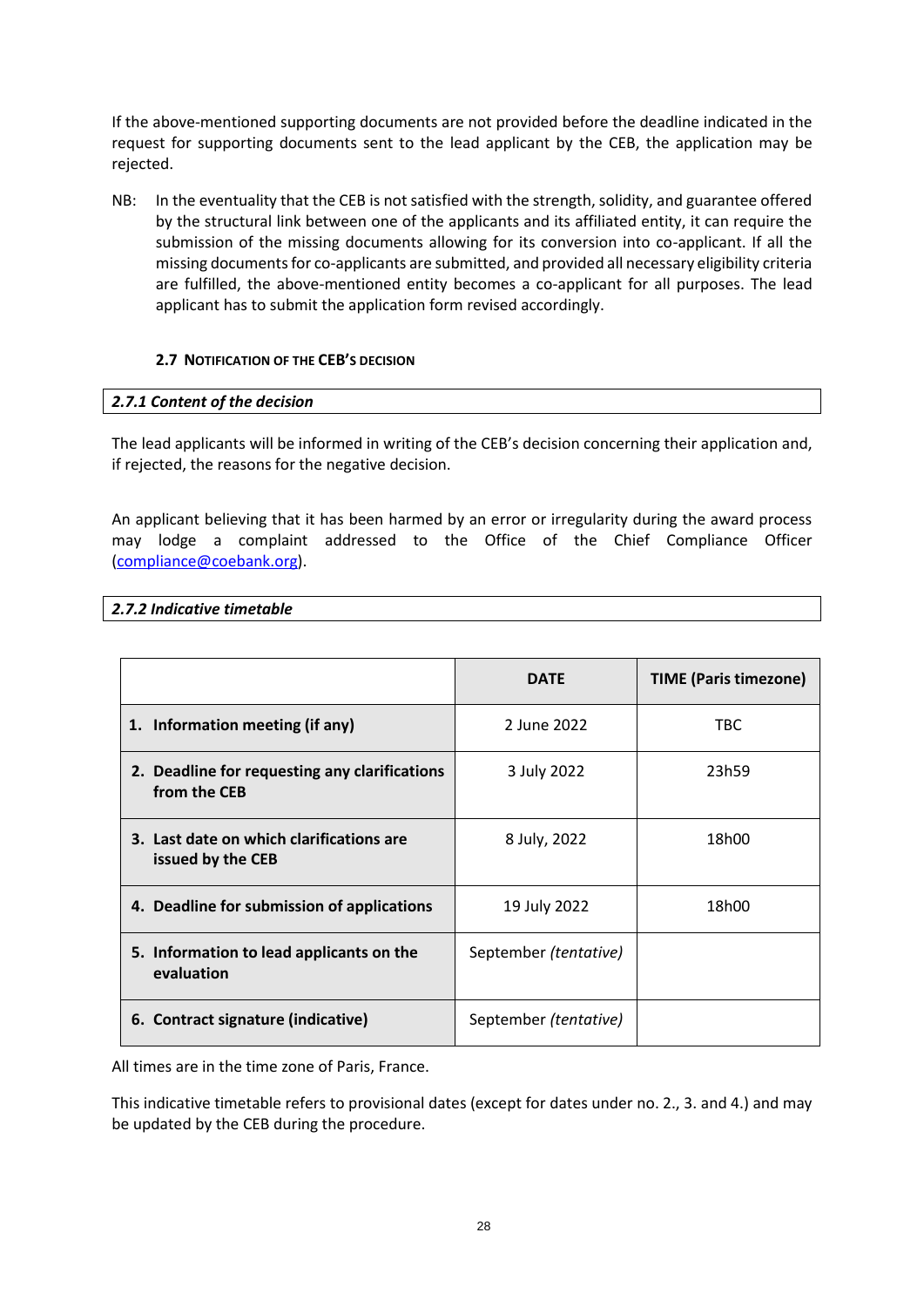If the above-mentioned supporting documents are not provided before the deadline indicated in the request for supporting documents sent to the lead applicant by the CEB, the application may be rejected.

NB: In the eventuality that the CEB is not satisfied with the strength, solidity, and guarantee offered by the structural link between one of the applicants and its affiliated entity, it can require the submission of the missing documents allowing for its conversion into co-applicant. If all the missing documents for co-applicants are submitted, and provided all necessary eligibility criteria are fulfilled, the above-mentioned entity becomes a co-applicant for all purposes. The lead applicant has to submit the application form revised accordingly.

### 2.7 Notification of the CEB's decision

#### *2.7.1 Content of the decision*

The lead applicants will be informed in writing of the CEB's decision concerning their application and, if rejected, the reasons for the negative decision.

An applicant believing that it has been harmed by an error or irregularity during the award process may lodge a complaint addressed to the Office of the Chief Compliance Officer (compliance@coebank.org).

#### *2.7.2 Indicative timetable*

| | DATE | TIME (Paris timezone) |
|---|---|---|
| **1. Information meeting (if any)** | 2 June 2022 | TBC |
| **2. Deadline for requesting any clarifications from the CEB** | 3 July 2022 | 23h59 |
| **3. Last date on which clarifications are issued by the CEB** | 8 July, 2022 | 18h00 |
| **4. Deadline for submission of applications** | 19 July 2022 | 18h00 |
| **5. Information to lead applicants on the evaluation** | September *(tentative)* | |
| **6. Contract signature (indicative)** | September *(tentative)* | |

All times are in the time zone of Paris, France.

This indicative timetable refers to provisional dates (except for dates under no. 2., 3. and 4.) and may be updated by the CEB during the procedure.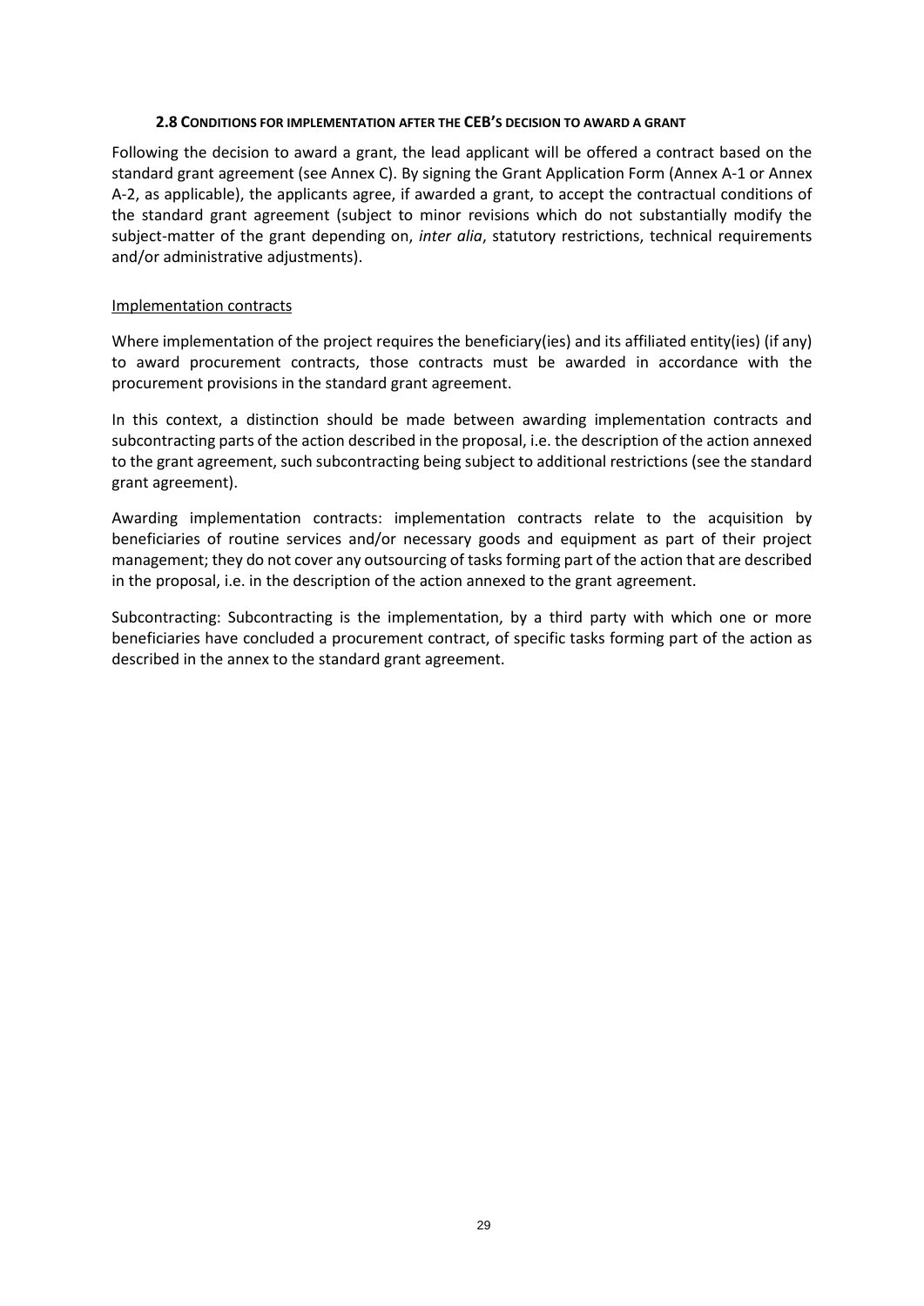### 2.8 CONDITIONS FOR IMPLEMENTATION AFTER THE CEB'S DECISION TO AWARD A GRANT

Following the decision to award a grant, the lead applicant will be offered a contract based on the standard grant agreement (see Annex C). By signing the Grant Application Form (Annex A-1 or Annex A-2, as applicable), the applicants agree, if awarded a grant, to accept the contractual conditions of the standard grant agreement (subject to minor revisions which do not substantially modify the subject-matter of the grant depending on, *inter alia*, statutory restrictions, technical requirements and/or administrative adjustments).

Implementation contracts

Where implementation of the project requires the beneficiary(ies) and its affiliated entity(ies) (if any) to award procurement contracts, those contracts must be awarded in accordance with the procurement provisions in the standard grant agreement.

In this context, a distinction should be made between awarding implementation contracts and subcontracting parts of the action described in the proposal, i.e. the description of the action annexed to the grant agreement, such subcontracting being subject to additional restrictions (see the standard grant agreement).

Awarding implementation contracts: implementation contracts relate to the acquisition by beneficiaries of routine services and/or necessary goods and equipment as part of their project management; they do not cover any outsourcing of tasks forming part of the action that are described in the proposal, i.e. in the description of the action annexed to the grant agreement.

Subcontracting: Subcontracting is the implementation, by a third party with which one or more beneficiaries have concluded a procurement contract, of specific tasks forming part of the action as described in the annex to the standard grant agreement.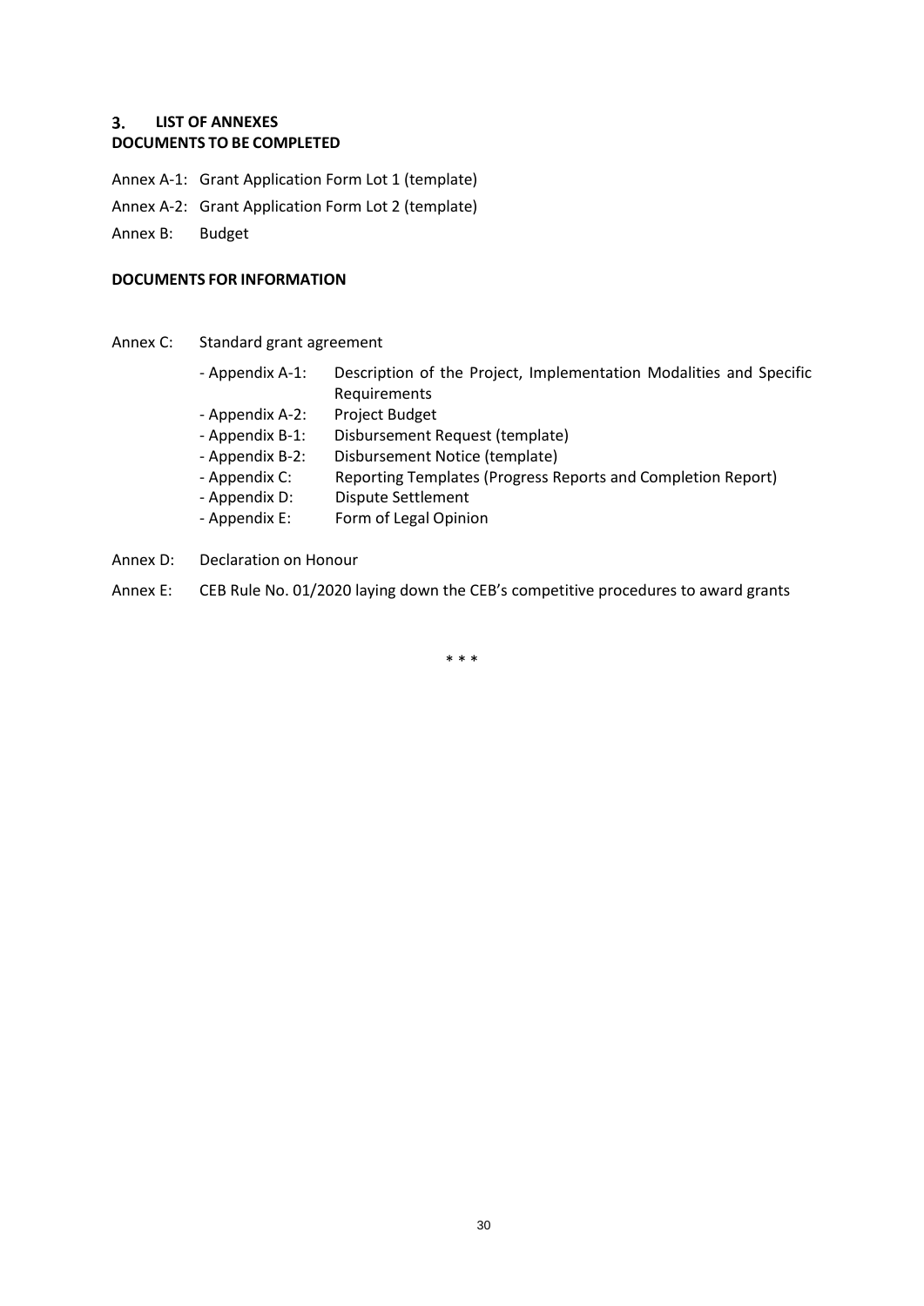## 3. LIST OF ANNEXES

**DOCUMENTS TO BE COMPLETED**

Annex A-1: Grant Application Form Lot 1 (template)

Annex A-2: Grant Application Form Lot 2 (template)

Annex B: Budget

**DOCUMENTS FOR INFORMATION**

Annex C: Standard grant agreement

- Appendix A-1: Description of the Project, Implementation Modalities and Specific Requirements
- Appendix A-2: Project Budget
- Appendix B-1: Disbursement Request (template)
- Appendix B-2: Disbursement Notice (template)
- Appendix C: Reporting Templates (Progress Reports and Completion Report)
- Appendix D: Dispute Settlement
- Appendix E: Form of Legal Opinion

Annex D: Declaration on Honour

Annex E: CEB Rule No. 01/2020 laying down the CEB's competitive procedures to award grants

\* \* \*